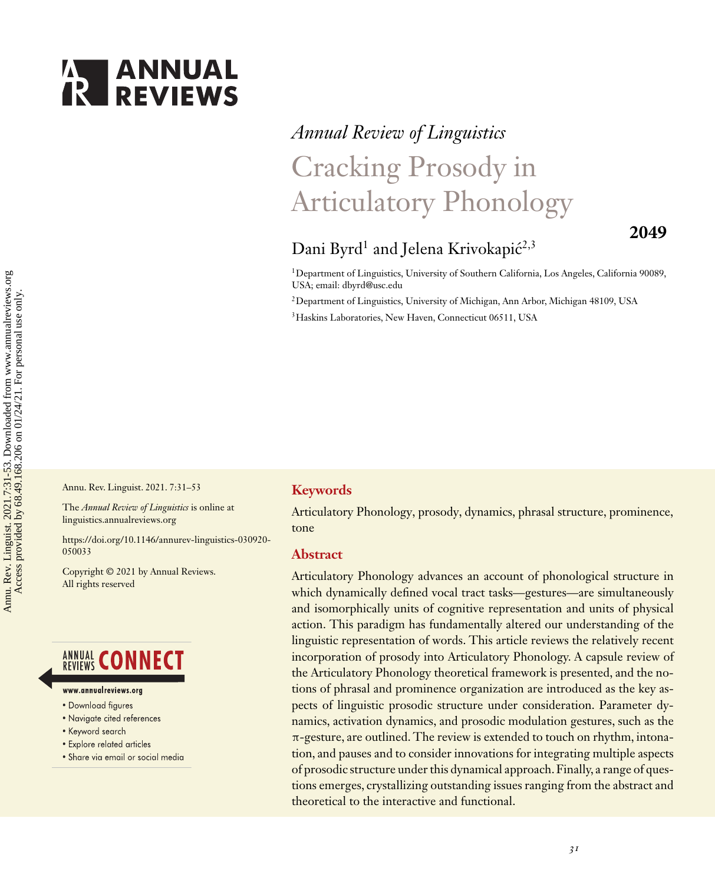*Annual Review of Linguistics*

# Cracking Prosody in Articulatory Phonology

Dani Byrd[1] and Jelena Krivokapić[2,3]

[1]Department of Linguistics, University of Southern California, Los Angeles, California 90089, USA; email: dbyrd@usc.edu

[2]Department of Linguistics, University of Michigan, Ann Arbor, Michigan 48109, USA

[3]Haskins Laboratories, New Haven, Connecticut 06511, USA

Annu. Rev. Linguist. 2021. 7:31–53

The *Annual Review of Linguistics* is online at linguistics.annualreviews.org

https://doi.org/10.1146/annurev-linguistics-030920-050033

Copyright © 2021 by Annual Reviews. All rights reserved

## Keywords

Articulatory Phonology, prosody, dynamics, phrasal structure, prominence, tone

## Abstract

Articulatory Phonology advances an account of phonological structure in which dynamically defined vocal tract tasks—gestures—are simultaneously and isomorphically units of cognitive representation and units of physical action. This paradigm has fundamentally altered our understanding of the linguistic representation of words. This article reviews the relatively recent incorporation of prosody into Articulatory Phonology. A capsule review of the Articulatory Phonology theoretical framework is presented, and the notions of phrasal and prominence organization are introduced as the key aspects of linguistic prosodic structure under consideration. Parameter dynamics, activation dynamics, and prosodic modulation gestures, such as the π-gesture, are outlined. The review is extended to touch on rhythm, intonation, and pauses and to consider innovations for integrating multiple aspects of prosodic structure under this dynamical approach. Finally, a range of questions emerges, crystallizing outstanding issues ranging from the abstract and theoretical to the interactive and functional.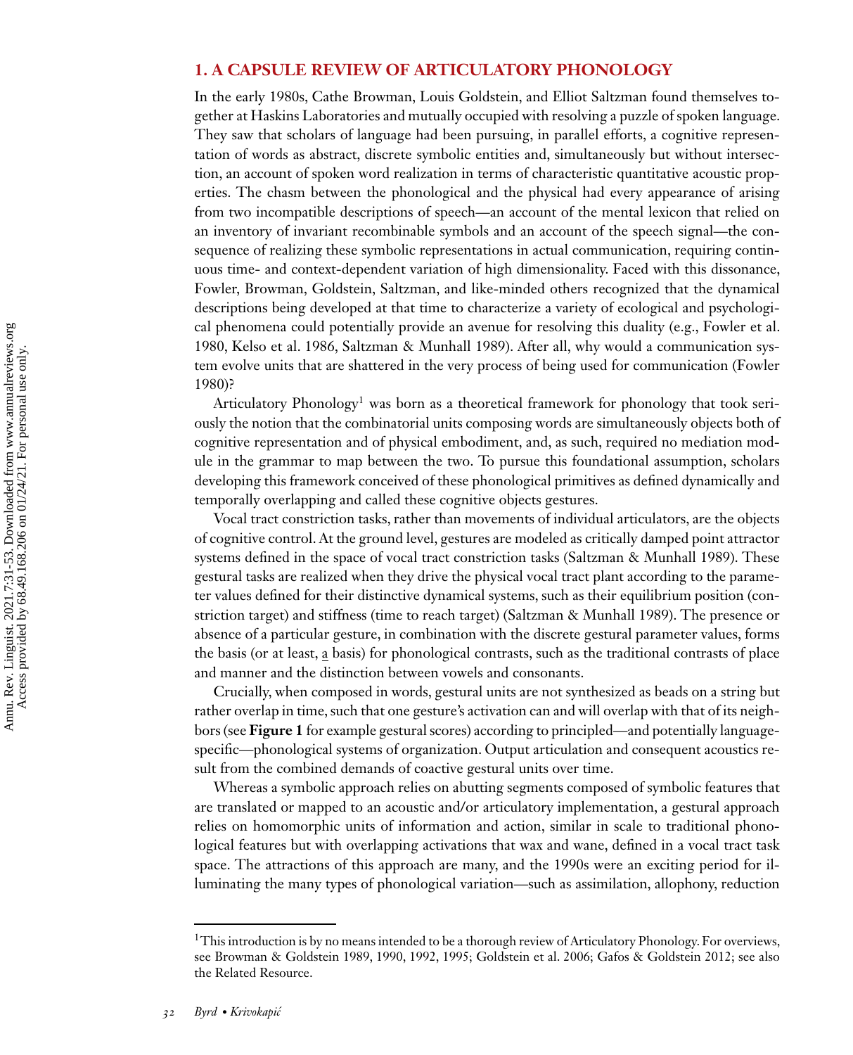## 1. A CAPSULE REVIEW OF ARTICULATORY PHONOLOGY

In the early 1980s, Cathe Browman, Louis Goldstein, and Elliot Saltzman found themselves together at Haskins Laboratories and mutually occupied with resolving a puzzle of spoken language. They saw that scholars of language had been pursuing, in parallel efforts, a cognitive representation of words as abstract, discrete symbolic entities and, simultaneously but without intersection, an account of spoken word realization in terms of characteristic quantitative acoustic properties. The chasm between the phonological and the physical had every appearance of arising from two incompatible descriptions of speech—an account of the mental lexicon that relied on an inventory of invariant recombinable symbols and an account of the speech signal—the consequence of realizing these symbolic representations in actual communication, requiring continuous time- and context-dependent variation of high dimensionality. Faced with this dissonance, Fowler, Browman, Goldstein, Saltzman, and like-minded others recognized that the dynamical descriptions being developed at that time to characterize a variety of ecological and psychological phenomena could potentially provide an avenue for resolving this duality (e.g., Fowler et al. 1980, Kelso et al. 1986, Saltzman & Munhall 1989). After all, why would a communication system evolve units that are shattered in the very process of being used for communication (Fowler 1980)?

Articulatory Phonology[1] was born as a theoretical framework for phonology that took seriously the notion that the combinatorial units composing words are simultaneously objects both of cognitive representation and of physical embodiment, and, as such, required no mediation module in the grammar to map between the two. To pursue this foundational assumption, scholars developing this framework conceived of these phonological primitives as defined dynamically and temporally overlapping and called these cognitive objects gestures.

Vocal tract constriction tasks, rather than movements of individual articulators, are the objects of cognitive control. At the ground level, gestures are modeled as critically damped point attractor systems defined in the space of vocal tract constriction tasks (Saltzman & Munhall 1989). These gestural tasks are realized when they drive the physical vocal tract plant according to the parameter values defined for their distinctive dynamical systems, such as their equilibrium position (constriction target) and stiffness (time to reach target) (Saltzman & Munhall 1989). The presence or absence of a particular gesture, in combination with the discrete gestural parameter values, forms the basis (or at least, a basis) for phonological contrasts, such as the traditional contrasts of place and manner and the distinction between vowels and consonants.

Crucially, when composed in words, gestural units are not synthesized as beads on a string but rather overlap in time, such that one gesture's activation can and will overlap with that of its neighbors (see **Figure 1** for example gestural scores) according to principled—and potentially language-specific—phonological systems of organization. Output articulation and consequent acoustics result from the combined demands of coactive gestural units over time.

Whereas a symbolic approach relies on abutting segments composed of symbolic features that are translated or mapped to an acoustic and/or articulatory implementation, a gestural approach relies on homomorphic units of information and action, similar in scale to traditional phonological features but with overlapping activations that wax and wane, defined in a vocal tract task space. The attractions of this approach are many, and the 1990s were an exciting period for illuminating the many types of phonological variation—such as assimilation, allophony, reduction

---

[1] This introduction is by no means intended to be a thorough review of Articulatory Phonology. For overviews, see Browman & Goldstein 1989, 1990, 1992, 1995; Goldstein et al. 2006; Gafos & Goldstein 2012; see also the Related Resource.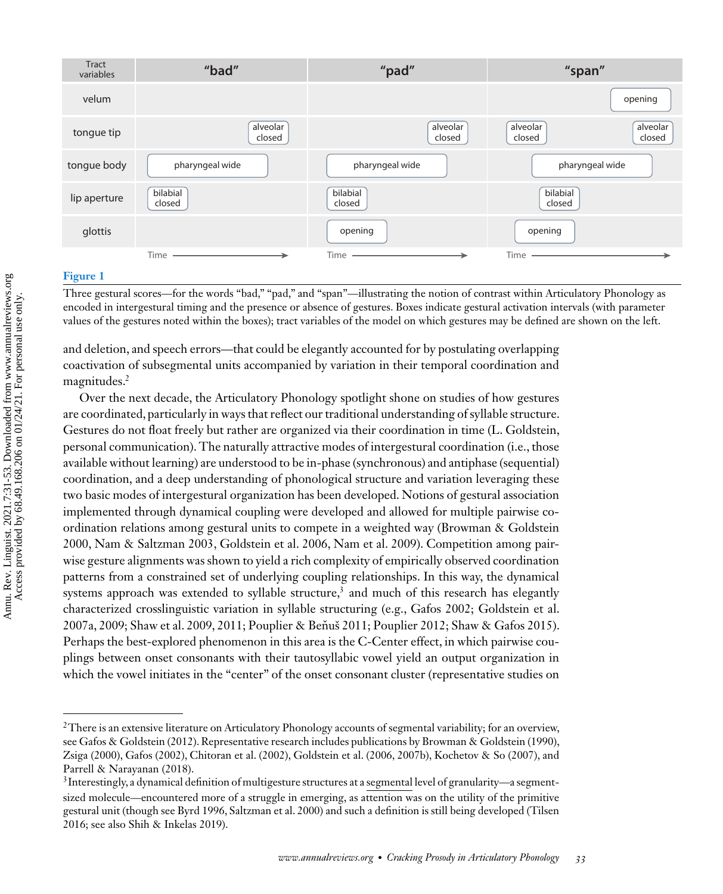| Tract variables | "bad" | "pad" | "span" |
| --- | --- | --- | --- |
| velum | | | opening |
| tongue tip | alveolar closed | alveolar closed | alveolar closed; alveolar closed |
| tongue body | pharyngeal wide | pharyngeal wide | pharyngeal wide |
| lip aperture | bilabial closed | bilabial closed | bilabial closed |
| glottis | | opening | opening |
| | Time → | Time → | Time → |

**Figure 1**

Three gestural scores—for the words "bad," "pad," and "span"—illustrating the notion of contrast within Articulatory Phonology as encoded in intergestural timing and the presence or absence of gestures. Boxes indicate gestural activation intervals (with parameter values of the gestures noted within the boxes); tract variables of the model on which gestures may be defined are shown on the left.

and deletion, and speech errors—that could be elegantly accounted for by postulating overlapping coactivation of subsegmental units accompanied by variation in their temporal coordination and magnitudes.[2]

Over the next decade, the Articulatory Phonology spotlight shone on studies of how gestures are coordinated, particularly in ways that reflect our traditional understanding of syllable structure. Gestures do not float freely but rather are organized via their coordination in time (L. Goldstein, personal communication). The naturally attractive modes of intergestural coordination (i.e., those available without learning) are understood to be in-phase (synchronous) and antiphase (sequential) coordination, and a deep understanding of phonological structure and variation leveraging these two basic modes of intergestural organization has been developed. Notions of gestural association implemented through dynamical coupling were developed and allowed for multiple pairwise coordination relations among gestural units to compete in a weighted way (Browman & Goldstein 2000, Nam & Saltzman 2003, Goldstein et al. 2006, Nam et al. 2009). Competition among pairwise gesture alignments was shown to yield a rich complexity of empirically observed coordination patterns from a constrained set of underlying coupling relationships. In this way, the dynamical systems approach was extended to syllable structure,[3] and much of this research has elegantly characterized crosslinguistic variation in syllable structuring (e.g., Gafos 2002; Goldstein et al. 2007a, 2009; Shaw et al. 2009, 2011; Pouplier & Beňuš 2011; Pouplier 2012; Shaw & Gafos 2015). Perhaps the best-explored phenomenon in this area is the C-Center effect, in which pairwise couplings between onset consonants with their tautosyllabic vowel yield an output organization in which the vowel initiates in the "center" of the onset consonant cluster (representative studies on

---

[2] There is an extensive literature on Articulatory Phonology accounts of segmental variability; for an overview, see Gafos & Goldstein (2012). Representative research includes publications by Browman & Goldstein (1990), Zsiga (2000), Gafos (2002), Chitoran et al. (2002), Goldstein et al. (2006, 2007b), Kochetov & So (2007), and Parrell & Narayanan (2018).

[3] Interestingly, a dynamical definition of multigesture structures at a segmental level of granularity—a segment-sized molecule—encountered more of a struggle in emerging, as attention was on the utility of the primitive gestural unit (though see Byrd 1996, Saltzman et al. 2000) and such a definition is still being developed (Tilsen 2016; see also Shih & Inkelas 2019).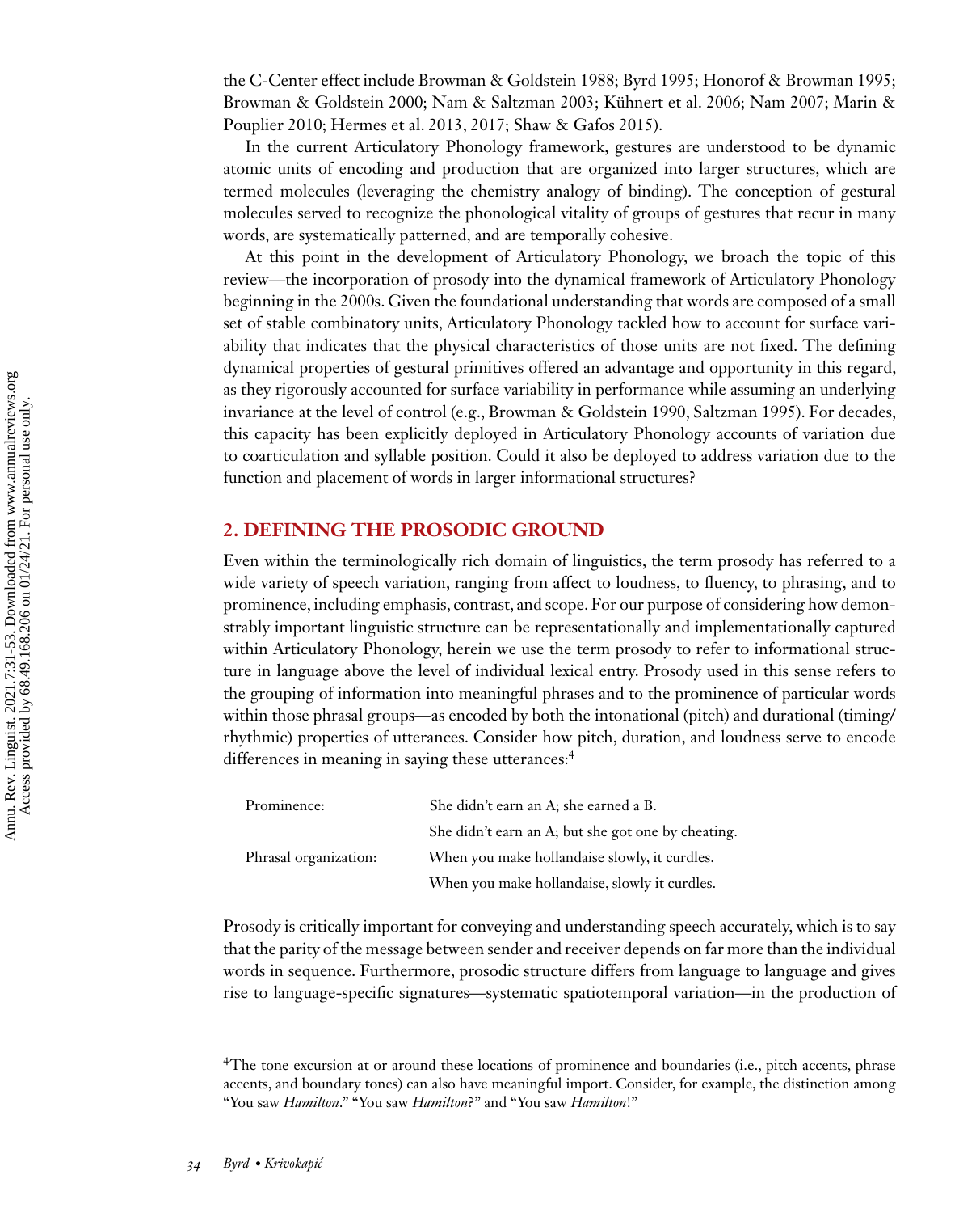the C-Center effect include Browman & Goldstein 1988; Byrd 1995; Honorof & Browman 1995; Browman & Goldstein 2000; Nam & Saltzman 2003; Kühnert et al. 2006; Nam 2007; Marin & Pouplier 2010; Hermes et al. 2013, 2017; Shaw & Gafos 2015).

In the current Articulatory Phonology framework, gestures are understood to be dynamic atomic units of encoding and production that are organized into larger structures, which are termed molecules (leveraging the chemistry analogy of binding). The conception of gestural molecules served to recognize the phonological vitality of groups of gestures that recur in many words, are systematically patterned, and are temporally cohesive.

At this point in the development of Articulatory Phonology, we broach the topic of this review—the incorporation of prosody into the dynamical framework of Articulatory Phonology beginning in the 2000s. Given the foundational understanding that words are composed of a small set of stable combinatory units, Articulatory Phonology tackled how to account for surface variability that indicates that the physical characteristics of those units are not fixed. The defining dynamical properties of gestural primitives offered an advantage and opportunity in this regard, as they rigorously accounted for surface variability in performance while assuming an underlying invariance at the level of control (e.g., Browman & Goldstein 1990, Saltzman 1995). For decades, this capacity has been explicitly deployed in Articulatory Phonology accounts of variation due to coarticulation and syllable position. Could it also be deployed to address variation due to the function and placement of words in larger informational structures?

## 2. DEFINING THE PROSODIC GROUND

Even within the terminologically rich domain of linguistics, the term prosody has referred to a wide variety of speech variation, ranging from affect to loudness, to fluency, to phrasing, and to prominence, including emphasis, contrast, and scope. For our purpose of considering how demonstrably important linguistic structure can be representationally and implementationally captured within Articulatory Phonology, herein we use the term prosody to refer to informational structure in language above the level of individual lexical entry. Prosody used in this sense refers to the grouping of information into meaningful phrases and to the prominence of particular words within those phrasal groups—as encoded by both the intonational (pitch) and durational (timing/rhythmic) properties of utterances. Consider how pitch, duration, and loudness serve to encode differences in meaning in saying these utterances:[4]

| | |
|---|---|
| Prominence: | She didn't earn an A; she earned a B. |
| | She didn't earn an A; but she got one by cheating. |
| Phrasal organization: | When you make hollandaise slowly, it curdles. |
| | When you make hollandaise, slowly it curdles. |

Prosody is critically important for conveying and understanding speech accurately, which is to say that the parity of the message between sender and receiver depends on far more than the individual words in sequence. Furthermore, prosodic structure differs from language to language and gives rise to language-specific signatures—systematic spatiotemporal variation—in the production of

[4]The tone excursion at or around these locations of prominence and boundaries (i.e., pitch accents, phrase accents, and boundary tones) can also have meaningful import. Consider, for example, the distinction among "You saw *Hamilton*." "You saw *Hamilton*?" and "You saw *Hamilton*!"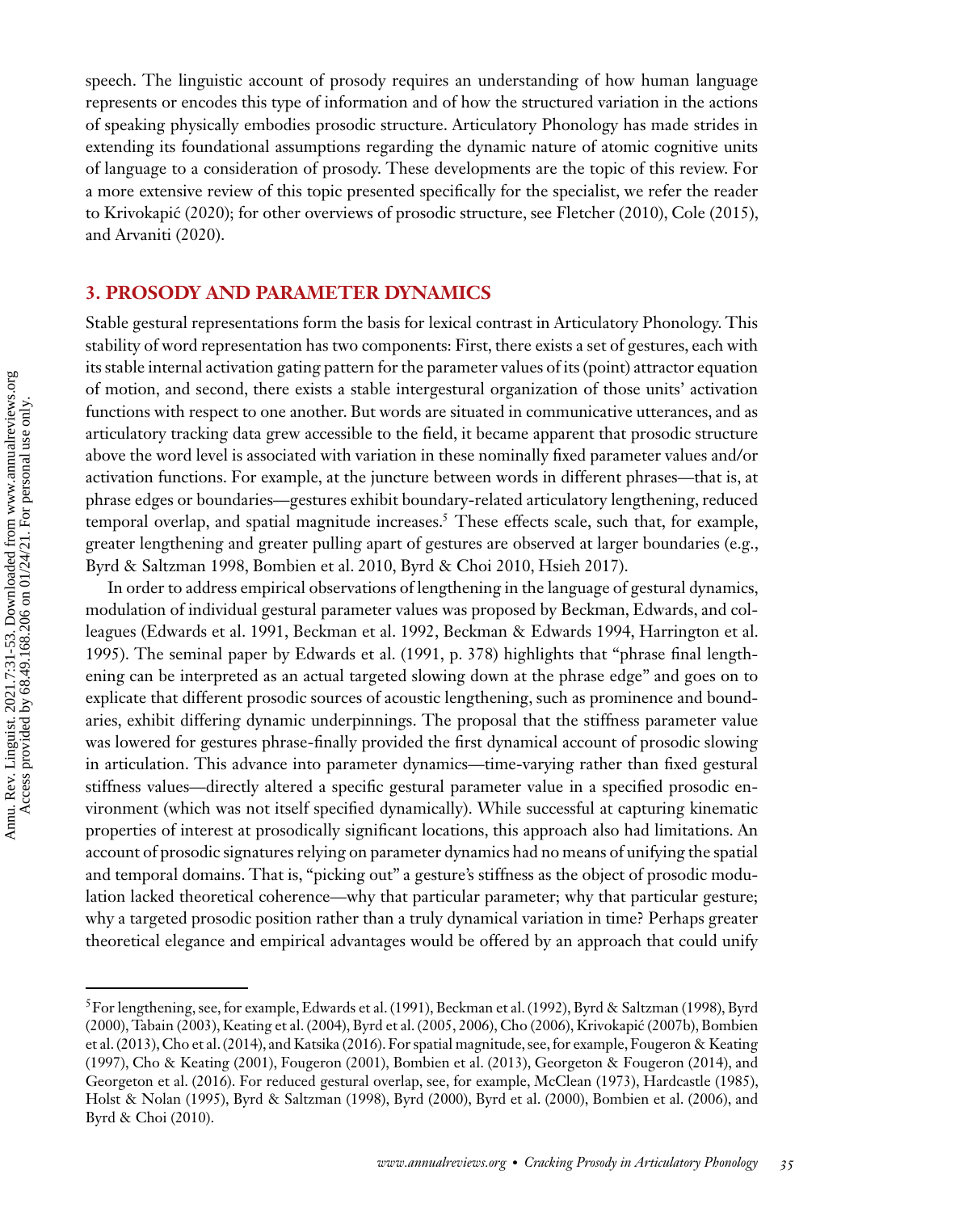speech. The linguistic account of prosody requires an understanding of how human language represents or encodes this type of information and of how the structured variation in the actions of speaking physically embodies prosodic structure. Articulatory Phonology has made strides in extending its foundational assumptions regarding the dynamic nature of atomic cognitive units of language to a consideration of prosody. These developments are the topic of this review. For a more extensive review of this topic presented specifically for the specialist, we refer the reader to Krivokapić (2020); for other overviews of prosodic structure, see Fletcher (2010), Cole (2015), and Arvaniti (2020).

## 3. PROSODY AND PARAMETER DYNAMICS

Stable gestural representations form the basis for lexical contrast in Articulatory Phonology. This stability of word representation has two components: First, there exists a set of gestures, each with its stable internal activation gating pattern for the parameter values of its (point) attractor equation of motion, and second, there exists a stable intergestural organization of those units' activation functions with respect to one another. But words are situated in communicative utterances, and as articulatory tracking data grew accessible to the field, it became apparent that prosodic structure above the word level is associated with variation in these nominally fixed parameter values and/or activation functions. For example, at the juncture between words in different phrases—that is, at phrase edges or boundaries—gestures exhibit boundary-related articulatory lengthening, reduced temporal overlap, and spatial magnitude increases.[5] These effects scale, such that, for example, greater lengthening and greater pulling apart of gestures are observed at larger boundaries (e.g., Byrd & Saltzman 1998, Bombien et al. 2010, Byrd & Choi 2010, Hsieh 2017).

In order to address empirical observations of lengthening in the language of gestural dynamics, modulation of individual gestural parameter values was proposed by Beckman, Edwards, and colleagues (Edwards et al. 1991, Beckman et al. 1992, Beckman & Edwards 1994, Harrington et al. 1995). The seminal paper by Edwards et al. (1991, p. 378) highlights that "phrase final lengthening can be interpreted as an actual targeted slowing down at the phrase edge" and goes on to explicate that different prosodic sources of acoustic lengthening, such as prominence and boundaries, exhibit differing dynamic underpinnings. The proposal that the stiffness parameter value was lowered for gestures phrase-finally provided the first dynamical account of prosodic slowing in articulation. This advance into parameter dynamics—time-varying rather than fixed gestural stiffness values—directly altered a specific gestural parameter value in a specified prosodic environment (which was not itself specified dynamically). While successful at capturing kinematic properties of interest at prosodically significant locations, this approach also had limitations. An account of prosodic signatures relying on parameter dynamics had no means of unifying the spatial and temporal domains. That is, "picking out" a gesture's stiffness as the object of prosodic modulation lacked theoretical coherence—why that particular parameter; why that particular gesture; why a targeted prosodic position rather than a truly dynamical variation in time? Perhaps greater theoretical elegance and empirical advantages would be offered by an approach that could unify

[5] For lengthening, see, for example, Edwards et al. (1991), Beckman et al. (1992), Byrd & Saltzman (1998), Byrd (2000), Tabain (2003), Keating et al. (2004), Byrd et al. (2005, 2006), Cho (2006), Krivokapić (2007b), Bombien et al. (2013), Cho et al. (2014), and Katsika (2016). For spatial magnitude, see, for example, Fougeron & Keating (1997), Cho & Keating (2001), Fougeron (2001), Bombien et al. (2013), Georgeton & Fougeron (2014), and Georgeton et al. (2016). For reduced gestural overlap, see, for example, McClean (1973), Hardcastle (1985), Holst & Nolan (1995), Byrd & Saltzman (1998), Byrd (2000), Byrd et al. (2000), Bombien et al. (2006), and Byrd & Choi (2010).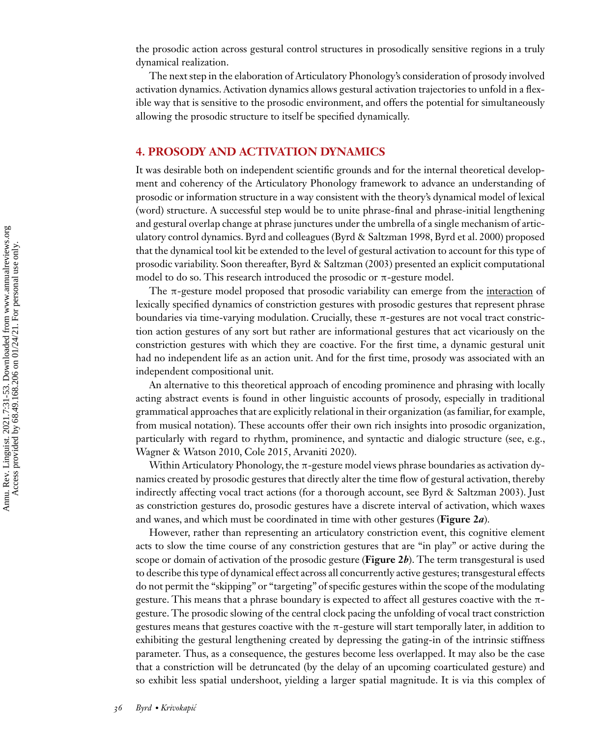the prosodic action across gestural control structures in prosodically sensitive regions in a truly dynamical realization.

The next step in the elaboration of Articulatory Phonology's consideration of prosody involved activation dynamics. Activation dynamics allows gestural activation trajectories to unfold in a flexible way that is sensitive to the prosodic environment, and offers the potential for simultaneously allowing the prosodic structure to itself be specified dynamically.

## 4. PROSODY AND ACTIVATION DYNAMICS

It was desirable both on independent scientific grounds and for the internal theoretical development and coherency of the Articulatory Phonology framework to advance an understanding of prosodic or information structure in a way consistent with the theory's dynamical model of lexical (word) structure. A successful step would be to unite phrase-final and phrase-initial lengthening and gestural overlap change at phrase junctures under the umbrella of a single mechanism of articulatory control dynamics. Byrd and colleagues (Byrd & Saltzman 1998, Byrd et al. 2000) proposed that the dynamical tool kit be extended to the level of gestural activation to account for this type of prosodic variability. Soon thereafter, Byrd & Saltzman (2003) presented an explicit computational model to do so. This research introduced the prosodic or π-gesture model.

The π-gesture model proposed that prosodic variability can emerge from the interaction of lexically specified dynamics of constriction gestures with prosodic gestures that represent phrase boundaries via time-varying modulation. Crucially, these π-gestures are not vocal tract constriction action gestures of any sort but rather are informational gestures that act vicariously on the constriction gestures with which they are coactive. For the first time, a dynamic gestural unit had no independent life as an action unit. And for the first time, prosody was associated with an independent compositional unit.

An alternative to this theoretical approach of encoding prominence and phrasing with locally acting abstract events is found in other linguistic accounts of prosody, especially in traditional grammatical approaches that are explicitly relational in their organization (as familiar, for example, from musical notation). These accounts offer their own rich insights into prosodic organization, particularly with regard to rhythm, prominence, and syntactic and dialogic structure (see, e.g., Wagner & Watson 2010, Cole 2015, Arvaniti 2020).

Within Articulatory Phonology, the π-gesture model views phrase boundaries as activation dynamics created by prosodic gestures that directly alter the time flow of gestural activation, thereby indirectly affecting vocal tract actions (for a thorough account, see Byrd & Saltzman 2003). Just as constriction gestures do, prosodic gestures have a discrete interval of activation, which waxes and wanes, and which must be coordinated in time with other gestures (**Figure 2*a***).

However, rather than representing an articulatory constriction event, this cognitive element acts to slow the time course of any constriction gestures that are "in play" or active during the scope or domain of activation of the prosodic gesture (**Figure 2*b***). The term transgestural is used to describe this type of dynamical effect across all concurrently active gestures; transgestural effects do not permit the "skipping" or "targeting" of specific gestures within the scope of the modulating gesture. This means that a phrase boundary is expected to affect all gestures coactive with the π-gesture. The prosodic slowing of the central clock pacing the unfolding of vocal tract constriction gestures means that gestures coactive with the π-gesture will start temporally later, in addition to exhibiting the gestural lengthening created by depressing the gating-in of the intrinsic stiffness parameter. Thus, as a consequence, the gestures become less overlapped. It may also be the case that a constriction will be detruncated (by the delay of an upcoming coarticulated gesture) and so exhibit less spatial undershoot, yielding a larger spatial magnitude. It is via this complex of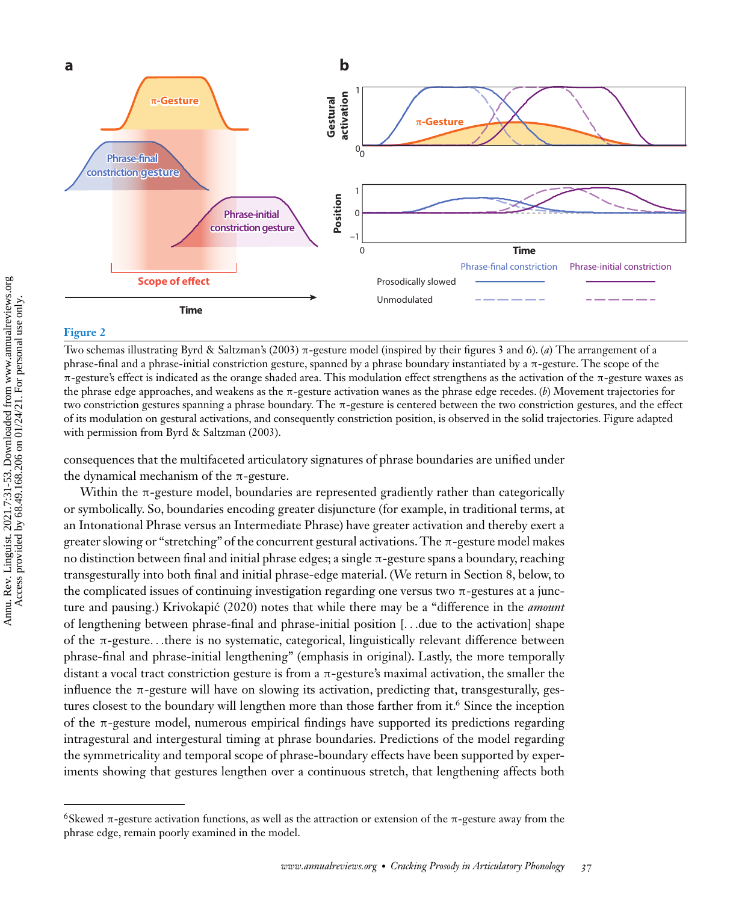**Figure 2**

Two schemas illustrating Byrd & Saltzman's (2003) π-gesture model (inspired by their figures 3 and 6). (*a*) The arrangement of a phrase-final and a phrase-initial constriction gesture, spanned by a phrase boundary instantiated by a π-gesture. The scope of the π-gesture's effect is indicated as the orange shaded area. This modulation effect strengthens as the activation of the π-gesture waxes as the phrase edge approaches, and weakens as the π-gesture activation wanes as the phrase edge recedes. (*b*) Movement trajectories for two constriction gestures spanning a phrase boundary. The π-gesture is centered between the two constriction gestures, and the effect of its modulation on gestural activations, and consequently constriction position, is observed in the solid trajectories. Figure adapted with permission from Byrd & Saltzman (2003).

consequences that the multifaceted articulatory signatures of phrase boundaries are unified under the dynamical mechanism of the π-gesture.

Within the π-gesture model, boundaries are represented gradiently rather than categorically or symbolically. So, boundaries encoding greater disjuncture (for example, in traditional terms, at an Intonational Phrase versus an Intermediate Phrase) have greater activation and thereby exert a greater slowing or "stretching" of the concurrent gestural activations. The π-gesture model makes no distinction between final and initial phrase edges; a single π-gesture spans a boundary, reaching transgesturally into both final and initial phrase-edge material. (We return in Section 8, below, to the complicated issues of continuing investigation regarding one versus two π-gestures at a juncture and pausing.) Krivokapić (2020) notes that while there may be a "difference in the *amount* of lengthening between phrase-final and phrase-initial position [...due to the activation] shape of the π-gesture...there is no systematic, categorical, linguistically relevant difference between phrase-final and phrase-initial lengthening" (emphasis in original). Lastly, the more temporally distant a vocal tract constriction gesture is from a π-gesture's maximal activation, the smaller the influence the π-gesture will have on slowing its activation, predicting that, transgesturally, gestures closest to the boundary will lengthen more than those farther from it.[6] Since the inception of the π-gesture model, numerous empirical findings have supported its predictions regarding intragestural and intergestural timing at phrase boundaries. Predictions of the model regarding the symmetricality and temporal scope of phrase-boundary effects have been supported by experiments showing that gestures lengthen over a continuous stretch, that lengthening affects both

[6]Skewed π-gesture activation functions, as well as the attraction or extension of the π-gesture away from the phrase edge, remain poorly examined in the model.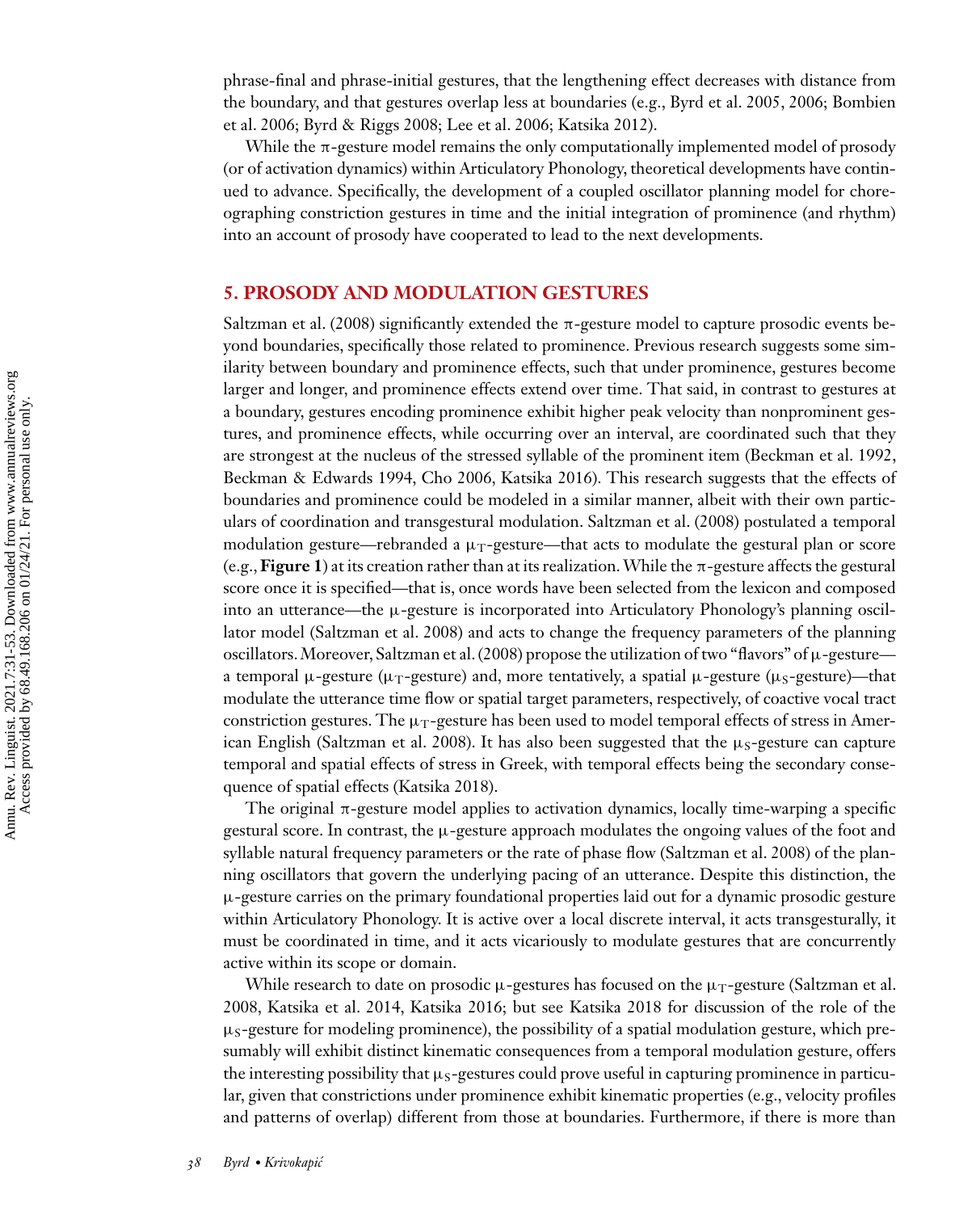phrase-final and phrase-initial gestures, that the lengthening effect decreases with distance from the boundary, and that gestures overlap less at boundaries (e.g., Byrd et al. 2005, 2006; Bombien et al. 2006; Byrd & Riggs 2008; Lee et al. 2006; Katsika 2012).

While the π-gesture model remains the only computationally implemented model of prosody (or of activation dynamics) within Articulatory Phonology, theoretical developments have continued to advance. Specifically, the development of a coupled oscillator planning model for choreographing constriction gestures in time and the initial integration of prominence (and rhythm) into an account of prosody have cooperated to lead to the next developments.

## 5. PROSODY AND MODULATION GESTURES

Saltzman et al. (2008) significantly extended the π-gesture model to capture prosodic events beyond boundaries, specifically those related to prominence. Previous research suggests some similarity between boundary and prominence effects, such that under prominence, gestures become larger and longer, and prominence effects extend over time. That said, in contrast to gestures at a boundary, gestures encoding prominence exhibit higher peak velocity than nonprominent gestures, and prominence effects, while occurring over an interval, are coordinated such that they are strongest at the nucleus of the stressed syllable of the prominent item (Beckman et al. 1992, Beckman & Edwards 1994, Cho 2006, Katsika 2016). This research suggests that the effects of boundaries and prominence could be modeled in a similar manner, albeit with their own particulars of coordination and transgestural modulation. Saltzman et al. (2008) postulated a temporal modulation gesture—rebranded a $\mu_T$-gesture—that acts to modulate the gestural plan or score (e.g., **Figure 1**) at its creation rather than at its realization. While the π-gesture affects the gestural score once it is specified—that is, once words have been selected from the lexicon and composed into an utterance—the μ-gesture is incorporated into Articulatory Phonology's planning oscillator model (Saltzman et al. 2008) and acts to change the frequency parameters of the planning oscillators. Moreover, Saltzman et al. (2008) propose the utilization of two "flavors" of μ-gesture—a temporal μ-gesture ($\mu_T$-gesture) and, more tentatively, a spatial μ-gesture ($\mu_S$-gesture)—that modulate the utterance time flow or spatial target parameters, respectively, of coactive vocal tract constriction gestures. The $\mu_T$-gesture has been used to model temporal effects of stress in American English (Saltzman et al. 2008). It has also been suggested that the $\mu_S$-gesture can capture temporal and spatial effects of stress in Greek, with temporal effects being the secondary consequence of spatial effects (Katsika 2018).

The original π-gesture model applies to activation dynamics, locally time-warping a specific gestural score. In contrast, the μ-gesture approach modulates the ongoing values of the foot and syllable natural frequency parameters or the rate of phase flow (Saltzman et al. 2008) of the planning oscillators that govern the underlying pacing of an utterance. Despite this distinction, the μ-gesture carries on the primary foundational properties laid out for a dynamic prosodic gesture within Articulatory Phonology. It is active over a local discrete interval, it acts transgesturally, it must be coordinated in time, and it acts vicariously to modulate gestures that are concurrently active within its scope or domain.

While research to date on prosodic μ-gestures has focused on the $\mu_T$-gesture (Saltzman et al. 2008, Katsika et al. 2014, Katsika 2016; but see Katsika 2018 for discussion of the role of the $\mu_S$-gesture for modeling prominence), the possibility of a spatial modulation gesture, which presumably will exhibit distinct kinematic consequences from a temporal modulation gesture, offers the interesting possibility that $\mu_S$-gestures could prove useful in capturing prominence in particular, given that constrictions under prominence exhibit kinematic properties (e.g., velocity profiles and patterns of overlap) different from those at boundaries. Furthermore, if there is more than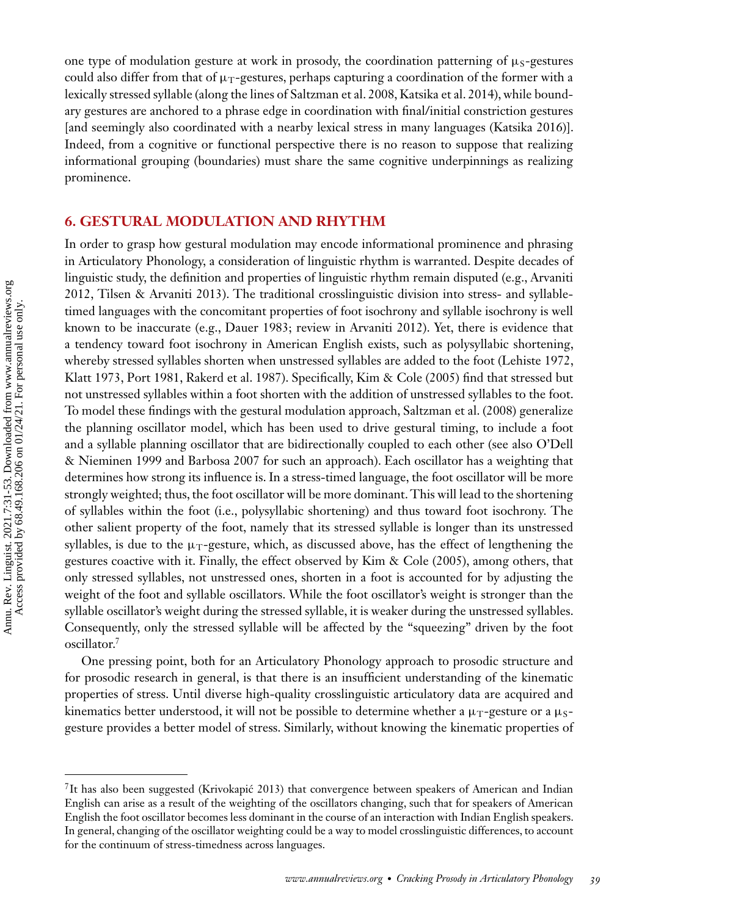one type of modulation gesture at work in prosody, the coordination patterning of $\mu_S$-gestures could also differ from that of $\mu_T$-gestures, perhaps capturing a coordination of the former with a lexically stressed syllable (along the lines of Saltzman et al. 2008, Katsika et al. 2014), while boundary gestures are anchored to a phrase edge in coordination with final/initial constriction gestures [and seemingly also coordinated with a nearby lexical stress in many languages (Katsika 2016)]. Indeed, from a cognitive or functional perspective there is no reason to suppose that realizing informational grouping (boundaries) must share the same cognitive underpinnings as realizing prominence.

## 6. GESTURAL MODULATION AND RHYTHM

In order to grasp how gestural modulation may encode informational prominence and phrasing in Articulatory Phonology, a consideration of linguistic rhythm is warranted. Despite decades of linguistic study, the definition and properties of linguistic rhythm remain disputed (e.g., Arvaniti 2012, Tilsen & Arvaniti 2013). The traditional crosslinguistic division into stress- and syllable-timed languages with the concomitant properties of foot isochrony and syllable isochrony is well known to be inaccurate (e.g., Dauer 1983; review in Arvaniti 2012). Yet, there is evidence that a tendency toward foot isochrony in American English exists, such as polysyllabic shortening, whereby stressed syllables shorten when unstressed syllables are added to the foot (Lehiste 1972, Klatt 1973, Port 1981, Rakerd et al. 1987). Specifically, Kim & Cole (2005) find that stressed but not unstressed syllables within a foot shorten with the addition of unstressed syllables to the foot. To model these findings with the gestural modulation approach, Saltzman et al. (2008) generalize the planning oscillator model, which has been used to drive gestural timing, to include a foot and a syllable planning oscillator that are bidirectionally coupled to each other (see also O'Dell & Nieminen 1999 and Barbosa 2007 for such an approach). Each oscillator has a weighting that determines how strong its influence is. In a stress-timed language, the foot oscillator will be more strongly weighted; thus, the foot oscillator will be more dominant. This will lead to the shortening of syllables within the foot (i.e., polysyllabic shortening) and thus toward foot isochrony. The other salient property of the foot, namely that its stressed syllable is longer than its unstressed syllables, is due to the $\mu_T$-gesture, which, as discussed above, has the effect of lengthening the gestures coactive with it. Finally, the effect observed by Kim & Cole (2005), among others, that only stressed syllables, not unstressed ones, shorten in a foot is accounted for by adjusting the weight of the foot and syllable oscillators. While the foot oscillator's weight is stronger than the syllable oscillator's weight during the stressed syllable, it is weaker during the unstressed syllables. Consequently, only the stressed syllable will be affected by the "squeezing" driven by the foot oscillator.[7]

One pressing point, both for an Articulatory Phonology approach to prosodic structure and for prosodic research in general, is that there is an insufficient understanding of the kinematic properties of stress. Until diverse high-quality crosslinguistic articulatory data are acquired and kinematics better understood, it will not be possible to determine whether a $\mu_T$-gesture or a $\mu_S$-gesture provides a better model of stress. Similarly, without knowing the kinematic properties of

[7] It has also been suggested (Krivokapić 2013) that convergence between speakers of American and Indian English can arise as a result of the weighting of the oscillators changing, such that for speakers of American English the foot oscillator becomes less dominant in the course of an interaction with Indian English speakers. In general, changing of the oscillator weighting could be a way to model crosslinguistic differences, to account for the continuum of stress-timedness across languages.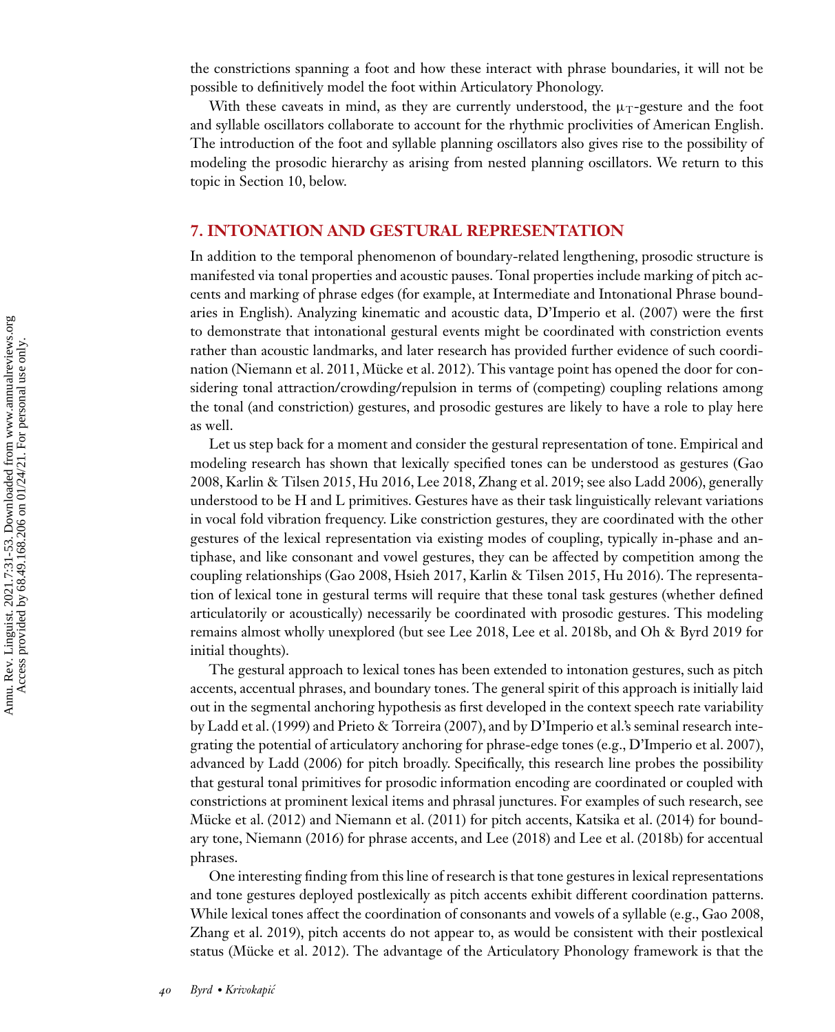the constrictions spanning a foot and how these interact with phrase boundaries, it will not be possible to definitively model the foot within Articulatory Phonology.

With these caveats in mind, as they are currently understood, the $\mu_T$-gesture and the foot and syllable oscillators collaborate to account for the rhythmic proclivities of American English. The introduction of the foot and syllable planning oscillators also gives rise to the possibility of modeling the prosodic hierarchy as arising from nested planning oscillators. We return to this topic in Section 10, below.

## 7. INTONATION AND GESTURAL REPRESENTATION

In addition to the temporal phenomenon of boundary-related lengthening, prosodic structure is manifested via tonal properties and acoustic pauses. Tonal properties include marking of pitch accents and marking of phrase edges (for example, at Intermediate and Intonational Phrase boundaries in English). Analyzing kinematic and acoustic data, D'Imperio et al. (2007) were the first to demonstrate that intonational gestural events might be coordinated with constriction events rather than acoustic landmarks, and later research has provided further evidence of such coordination (Niemann et al. 2011, Mücke et al. 2012). This vantage point has opened the door for considering tonal attraction/crowding/repulsion in terms of (competing) coupling relations among the tonal (and constriction) gestures, and prosodic gestures are likely to have a role to play here as well.

Let us step back for a moment and consider the gestural representation of tone. Empirical and modeling research has shown that lexically specified tones can be understood as gestures (Gao 2008, Karlin & Tilsen 2015, Hu 2016, Lee 2018, Zhang et al. 2019; see also Ladd 2006), generally understood to be H and L primitives. Gestures have as their task linguistically relevant variations in vocal fold vibration frequency. Like constriction gestures, they are coordinated with the other gestures of the lexical representation via existing modes of coupling, typically in-phase and antiphase, and like consonant and vowel gestures, they can be affected by competition among the coupling relationships (Gao 2008, Hsieh 2017, Karlin & Tilsen 2015, Hu 2016). The representation of lexical tone in gestural terms will require that these tonal task gestures (whether defined articulatorily or acoustically) necessarily be coordinated with prosodic gestures. This modeling remains almost wholly unexplored (but see Lee 2018, Lee et al. 2018b, and Oh & Byrd 2019 for initial thoughts).

The gestural approach to lexical tones has been extended to intonation gestures, such as pitch accents, accentual phrases, and boundary tones. The general spirit of this approach is initially laid out in the segmental anchoring hypothesis as first developed in the context speech rate variability by Ladd et al. (1999) and Prieto & Torreira (2007), and by D'Imperio et al.'s seminal research integrating the potential of articulatory anchoring for phrase-edge tones (e.g., D'Imperio et al. 2007), advanced by Ladd (2006) for pitch broadly. Specifically, this research line probes the possibility that gestural tonal primitives for prosodic information encoding are coordinated or coupled with constrictions at prominent lexical items and phrasal junctures. For examples of such research, see Mücke et al. (2012) and Niemann et al. (2011) for pitch accents, Katsika et al. (2014) for boundary tone, Niemann (2016) for phrase accents, and Lee (2018) and Lee et al. (2018b) for accentual phrases.

One interesting finding from this line of research is that tone gestures in lexical representations and tone gestures deployed postlexically as pitch accents exhibit different coordination patterns. While lexical tones affect the coordination of consonants and vowels of a syllable (e.g., Gao 2008, Zhang et al. 2019), pitch accents do not appear to, as would be consistent with their postlexical status (Mücke et al. 2012). The advantage of the Articulatory Phonology framework is that the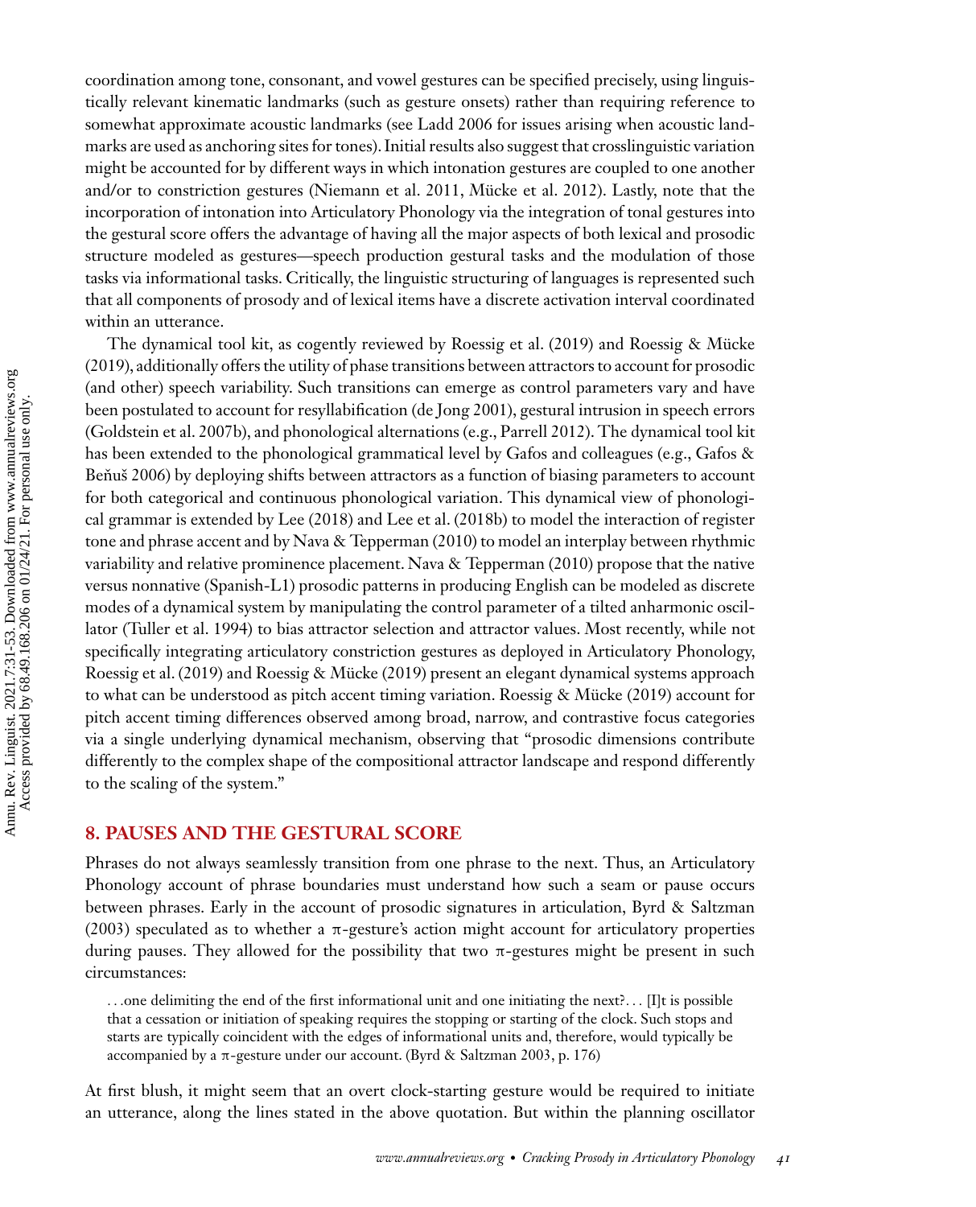coordination among tone, consonant, and vowel gestures can be specified precisely, using linguistically relevant kinematic landmarks (such as gesture onsets) rather than requiring reference to somewhat approximate acoustic landmarks (see Ladd 2006 for issues arising when acoustic landmarks are used as anchoring sites for tones). Initial results also suggest that crosslinguistic variation might be accounted for by different ways in which intonation gestures are coupled to one another and/or to constriction gestures (Niemann et al. 2011, Mücke et al. 2012). Lastly, note that the incorporation of intonation into Articulatory Phonology via the integration of tonal gestures into the gestural score offers the advantage of having all the major aspects of both lexical and prosodic structure modeled as gestures—speech production gestural tasks and the modulation of those tasks via informational tasks. Critically, the linguistic structuring of languages is represented such that all components of prosody and of lexical items have a discrete activation interval coordinated within an utterance.

The dynamical tool kit, as cogently reviewed by Roessig et al. (2019) and Roessig & Mücke (2019), additionally offers the utility of phase transitions between attractors to account for prosodic (and other) speech variability. Such transitions can emerge as control parameters vary and have been postulated to account for resyllabification (de Jong 2001), gestural intrusion in speech errors (Goldstein et al. 2007b), and phonological alternations (e.g., Parrell 2012). The dynamical tool kit has been extended to the phonological grammatical level by Gafos and colleagues (e.g., Gafos & Beňuš 2006) by deploying shifts between attractors as a function of biasing parameters to account for both categorical and continuous phonological variation. This dynamical view of phonological grammar is extended by Lee (2018) and Lee et al. (2018b) to model the interaction of register tone and phrase accent and by Nava & Tepperman (2010) to model an interplay between rhythmic variability and relative prominence placement. Nava & Tepperman (2010) propose that the native versus nonnative (Spanish-L1) prosodic patterns in producing English can be modeled as discrete modes of a dynamical system by manipulating the control parameter of a tilted anharmonic oscillator (Tuller et al. 1994) to bias attractor selection and attractor values. Most recently, while not specifically integrating articulatory constriction gestures as deployed in Articulatory Phonology, Roessig et al. (2019) and Roessig & Mücke (2019) present an elegant dynamical systems approach to what can be understood as pitch accent timing variation. Roessig & Mücke (2019) account for pitch accent timing differences observed among broad, narrow, and contrastive focus categories via a single underlying dynamical mechanism, observing that "prosodic dimensions contribute differently to the complex shape of the compositional attractor landscape and respond differently to the scaling of the system."

## 8. PAUSES AND THE GESTURAL SCORE

Phrases do not always seamlessly transition from one phrase to the next. Thus, an Articulatory Phonology account of phrase boundaries must understand how such a seam or pause occurs between phrases. Early in the account of prosodic signatures in articulation, Byrd & Saltzman (2003) speculated as to whether a π-gesture's action might account for articulatory properties during pauses. They allowed for the possibility that two π-gestures might be present in such circumstances:

> …one delimiting the end of the first informational unit and one initiating the next?… [I]t is possible that a cessation or initiation of speaking requires the stopping or starting of the clock. Such stops and starts are typically coincident with the edges of informational units and, therefore, would typically be accompanied by a π-gesture under our account. (Byrd & Saltzman 2003, p. 176)

At first blush, it might seem that an overt clock-starting gesture would be required to initiate an utterance, along the lines stated in the above quotation. But within the planning oscillator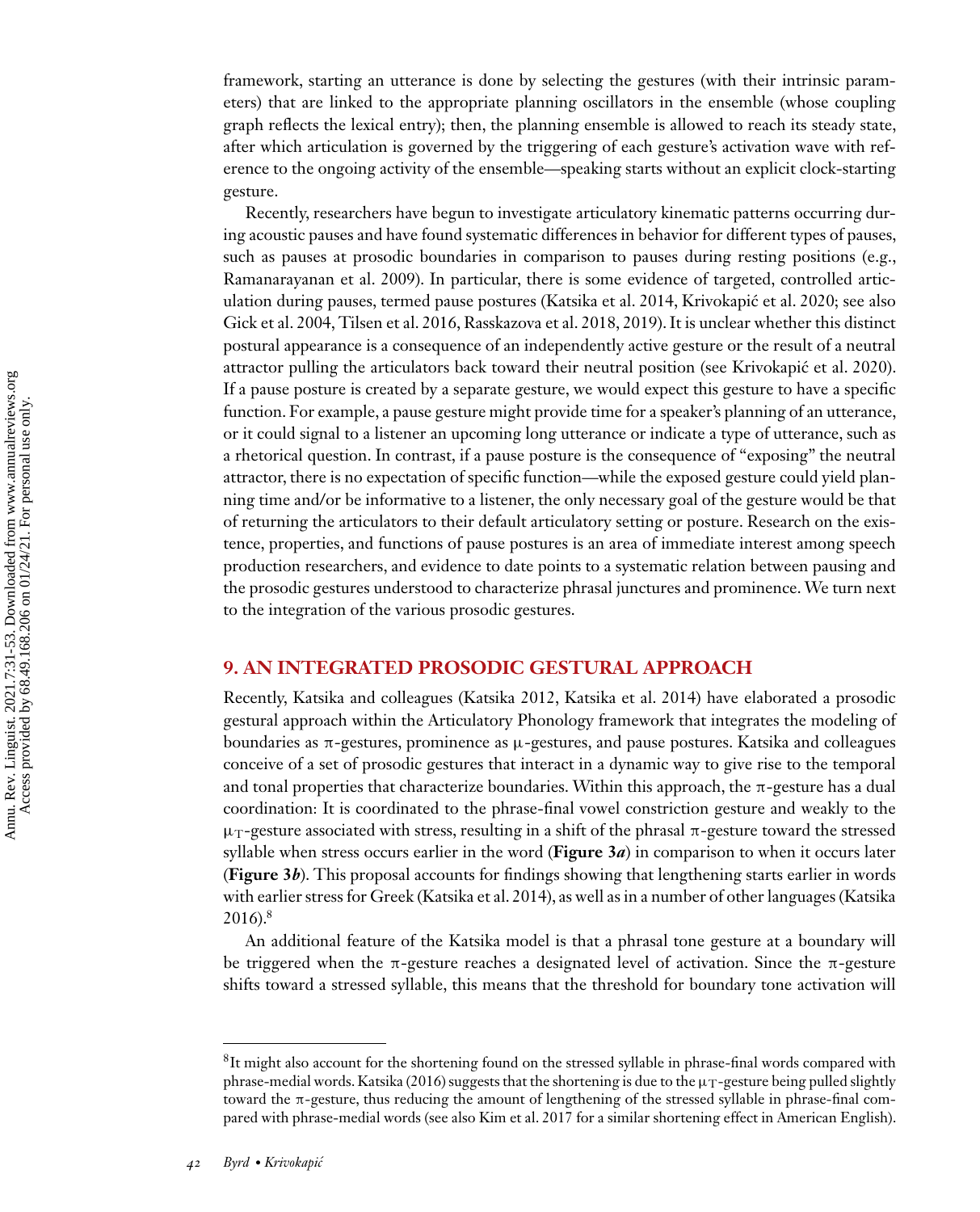framework, starting an utterance is done by selecting the gestures (with their intrinsic parameters) that are linked to the appropriate planning oscillators in the ensemble (whose coupling graph reflects the lexical entry); then, the planning ensemble is allowed to reach its steady state, after which articulation is governed by the triggering of each gesture's activation wave with reference to the ongoing activity of the ensemble—speaking starts without an explicit clock-starting gesture.

Recently, researchers have begun to investigate articulatory kinematic patterns occurring during acoustic pauses and have found systematic differences in behavior for different types of pauses, such as pauses at prosodic boundaries in comparison to pauses during resting positions (e.g., Ramanarayanan et al. 2009). In particular, there is some evidence of targeted, controlled articulation during pauses, termed pause postures (Katsika et al. 2014, Krivokapić et al. 2020; see also Gick et al. 2004, Tilsen et al. 2016, Rasskazova et al. 2018, 2019). It is unclear whether this distinct postural appearance is a consequence of an independently active gesture or the result of a neutral attractor pulling the articulators back toward their neutral position (see Krivokapić et al. 2020). If a pause posture is created by a separate gesture, we would expect this gesture to have a specific function. For example, a pause gesture might provide time for a speaker's planning of an utterance, or it could signal to a listener an upcoming long utterance or indicate a type of utterance, such as a rhetorical question. In contrast, if a pause posture is the consequence of "exposing" the neutral attractor, there is no expectation of specific function—while the exposed gesture could yield planning time and/or be informative to a listener, the only necessary goal of the gesture would be that of returning the articulators to their default articulatory setting or posture. Research on the existence, properties, and functions of pause postures is an area of immediate interest among speech production researchers, and evidence to date points to a systematic relation between pausing and the prosodic gestures understood to characterize phrasal junctures and prominence. We turn next to the integration of the various prosodic gestures.

## 9. AN INTEGRATED PROSODIC GESTURAL APPROACH

Recently, Katsika and colleagues (Katsika 2012, Katsika et al. 2014) have elaborated a prosodic gestural approach within the Articulatory Phonology framework that integrates the modeling of boundaries as π-gestures, prominence as μ-gestures, and pause postures. Katsika and colleagues conceive of a set of prosodic gestures that interact in a dynamic way to give rise to the temporal and tonal properties that characterize boundaries. Within this approach, the π-gesture has a dual coordination: It is coordinated to the phrase-final vowel constriction gesture and weakly to the $\mu_T$-gesture associated with stress, resulting in a shift of the phrasal π-gesture toward the stressed syllable when stress occurs earlier in the word (**Figure 3*a***) in comparison to when it occurs later (**Figure 3*b***). This proposal accounts for findings showing that lengthening starts earlier in words with earlier stress for Greek (Katsika et al. 2014), as well as in a number of other languages (Katsika 2016).[8]

An additional feature of the Katsika model is that a phrasal tone gesture at a boundary will be triggered when the π-gesture reaches a designated level of activation. Since the π-gesture shifts toward a stressed syllable, this means that the threshold for boundary tone activation will

[8]It might also account for the shortening found on the stressed syllable in phrase-final words compared with phrase-medial words. Katsika (2016) suggests that the shortening is due to the $\mu_T$-gesture being pulled slightly toward the π-gesture, thus reducing the amount of lengthening of the stressed syllable in phrase-final compared with phrase-medial words (see also Kim et al. 2017 for a similar shortening effect in American English).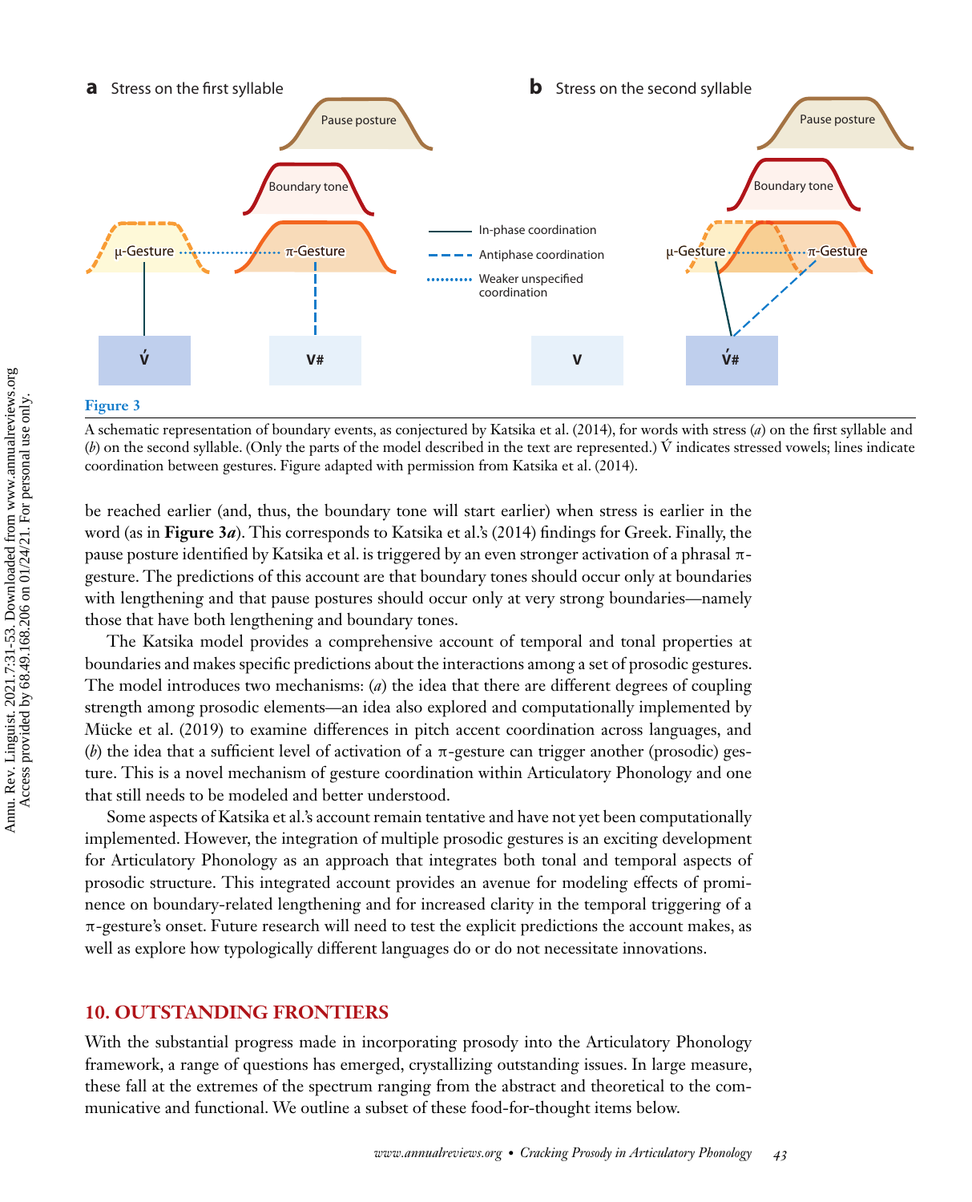**Figure 3**

A schematic representation of boundary events, as conjectured by Katsika et al. (2014), for words with stress (*a*) on the first syllable and (*b*) on the second syllable. (Only the parts of the model described in the text are represented.) V́ indicates stressed vowels; lines indicate coordination between gestures. Figure adapted with permission from Katsika et al. (2014).

be reached earlier (and, thus, the boundary tone will start earlier) when stress is earlier in the word (as in **Figure 3*a***). This corresponds to Katsika et al.'s (2014) findings for Greek. Finally, the pause posture identified by Katsika et al. is triggered by an even stronger activation of a phrasal π-gesture. The predictions of this account are that boundary tones should occur only at boundaries with lengthening and that pause postures should occur only at very strong boundaries—namely those that have both lengthening and boundary tones.

The Katsika model provides a comprehensive account of temporal and tonal properties at boundaries and makes specific predictions about the interactions among a set of prosodic gestures. The model introduces two mechanisms: (*a*) the idea that there are different degrees of coupling strength among prosodic elements—an idea also explored and computationally implemented by Mücke et al. (2019) to examine differences in pitch accent coordination across languages, and (*b*) the idea that a sufficient level of activation of a π-gesture can trigger another (prosodic) gesture. This is a novel mechanism of gesture coordination within Articulatory Phonology and one that still needs to be modeled and better understood.

Some aspects of Katsika et al.'s account remain tentative and have not yet been computationally implemented. However, the integration of multiple prosodic gestures is an exciting development for Articulatory Phonology as an approach that integrates both tonal and temporal aspects of prosodic structure. This integrated account provides an avenue for modeling effects of prominence on boundary-related lengthening and for increased clarity in the temporal triggering of a π-gesture's onset. Future research will need to test the explicit predictions the account makes, as well as explore how typologically different languages do or do not necessitate innovations.

## 10. OUTSTANDING FRONTIERS

With the substantial progress made in incorporating prosody into the Articulatory Phonology framework, a range of questions has emerged, crystallizing outstanding issues. In large measure, these fall at the extremes of the spectrum ranging from the abstract and theoretical to the communicative and functional. We outline a subset of these food-for-thought items below.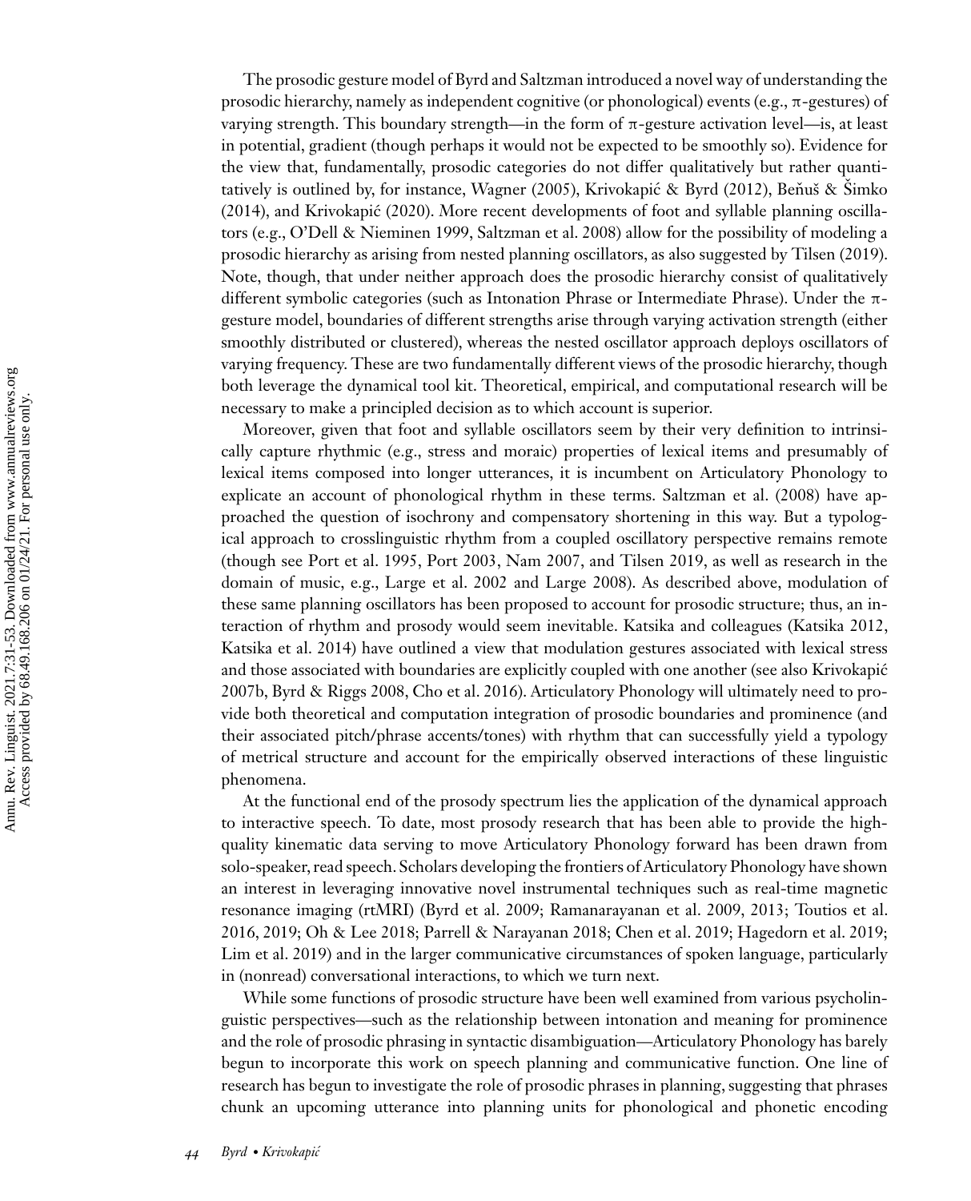The prosodic gesture model of Byrd and Saltzman introduced a novel way of understanding the prosodic hierarchy, namely as independent cognitive (or phonological) events (e.g., π-gestures) of varying strength. This boundary strength—in the form of π-gesture activation level—is, at least in potential, gradient (though perhaps it would not be expected to be smoothly so). Evidence for the view that, fundamentally, prosodic categories do not differ qualitatively but rather quantitatively is outlined by, for instance, Wagner (2005), Krivokapić & Byrd (2012), Beňuš & Šimko (2014), and Krivokapić (2020). More recent developments of foot and syllable planning oscillators (e.g., O'Dell & Nieminen 1999, Saltzman et al. 2008) allow for the possibility of modeling a prosodic hierarchy as arising from nested planning oscillators, as also suggested by Tilsen (2019). Note, though, that under neither approach does the prosodic hierarchy consist of qualitatively different symbolic categories (such as Intonation Phrase or Intermediate Phrase). Under the π-gesture model, boundaries of different strengths arise through varying activation strength (either smoothly distributed or clustered), whereas the nested oscillator approach deploys oscillators of varying frequency. These are two fundamentally different views of the prosodic hierarchy, though both leverage the dynamical tool kit. Theoretical, empirical, and computational research will be necessary to make a principled decision as to which account is superior.

Moreover, given that foot and syllable oscillators seem by their very definition to intrinsically capture rhythmic (e.g., stress and moraic) properties of lexical items and presumably of lexical items composed into longer utterances, it is incumbent on Articulatory Phonology to explicate an account of phonological rhythm in these terms. Saltzman et al. (2008) have approached the question of isochrony and compensatory shortening in this way. But a typological approach to crosslinguistic rhythm from a coupled oscillatory perspective remains remote (though see Port et al. 1995, Port 2003, Nam 2007, and Tilsen 2019, as well as research in the domain of music, e.g., Large et al. 2002 and Large 2008). As described above, modulation of these same planning oscillators has been proposed to account for prosodic structure; thus, an interaction of rhythm and prosody would seem inevitable. Katsika and colleagues (Katsika 2012, Katsika et al. 2014) have outlined a view that modulation gestures associated with lexical stress and those associated with boundaries are explicitly coupled with one another (see also Krivokapić 2007b, Byrd & Riggs 2008, Cho et al. 2016). Articulatory Phonology will ultimately need to provide both theoretical and computation integration of prosodic boundaries and prominence (and their associated pitch/phrase accents/tones) with rhythm that can successfully yield a typology of metrical structure and account for the empirically observed interactions of these linguistic phenomena.

At the functional end of the prosody spectrum lies the application of the dynamical approach to interactive speech. To date, most prosody research that has been able to provide the high-quality kinematic data serving to move Articulatory Phonology forward has been drawn from solo-speaker, read speech. Scholars developing the frontiers of Articulatory Phonology have shown an interest in leveraging innovative novel instrumental techniques such as real-time magnetic resonance imaging (rtMRI) (Byrd et al. 2009; Ramanarayanan et al. 2009, 2013; Toutios et al. 2016, 2019; Oh & Lee 2018; Parrell & Narayanan 2018; Chen et al. 2019; Hagedorn et al. 2019; Lim et al. 2019) and in the larger communicative circumstances of spoken language, particularly in (nonread) conversational interactions, to which we turn next.

While some functions of prosodic structure have been well examined from various psycholinguistic perspectives—such as the relationship between intonation and meaning for prominence and the role of prosodic phrasing in syntactic disambiguation—Articulatory Phonology has barely begun to incorporate this work on speech planning and communicative function. One line of research has begun to investigate the role of prosodic phrases in planning, suggesting that phrases chunk an upcoming utterance into planning units for phonological and phonetic encoding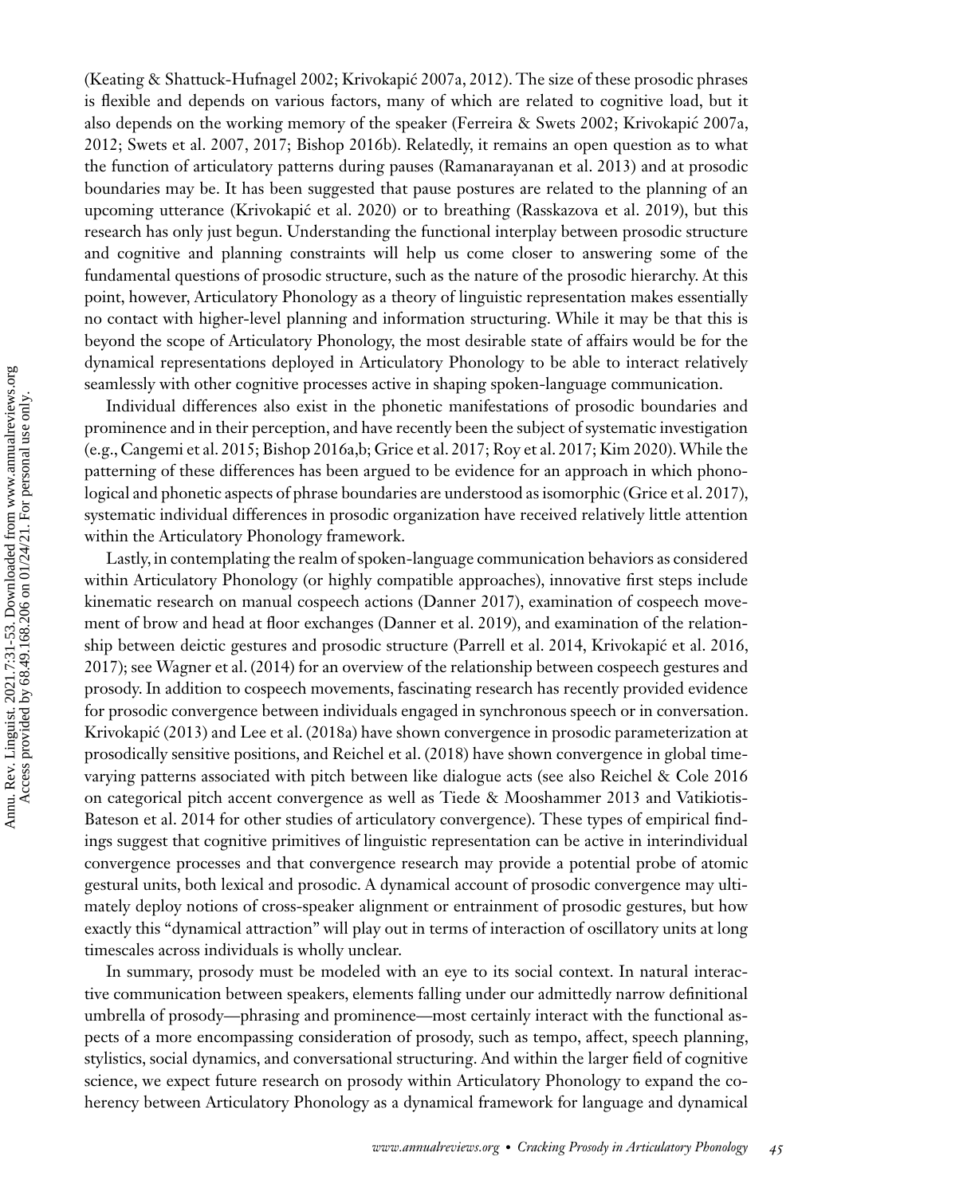(Keating & Shattuck-Hufnagel 2002; Krivokapić 2007a, 2012). The size of these prosodic phrases is flexible and depends on various factors, many of which are related to cognitive load, but it also depends on the working memory of the speaker (Ferreira & Swets 2002; Krivokapić 2007a, 2012; Swets et al. 2007, 2017; Bishop 2016b). Relatedly, it remains an open question as to what the function of articulatory patterns during pauses (Ramanarayanan et al. 2013) and at prosodic boundaries may be. It has been suggested that pause postures are related to the planning of an upcoming utterance (Krivokapić et al. 2020) or to breathing (Rasskazova et al. 2019), but this research has only just begun. Understanding the functional interplay between prosodic structure and cognitive and planning constraints will help us come closer to answering some of the fundamental questions of prosodic structure, such as the nature of the prosodic hierarchy. At this point, however, Articulatory Phonology as a theory of linguistic representation makes essentially no contact with higher-level planning and information structuring. While it may be that this is beyond the scope of Articulatory Phonology, the most desirable state of affairs would be for the dynamical representations deployed in Articulatory Phonology to be able to interact relatively seamlessly with other cognitive processes active in shaping spoken-language communication.

Individual differences also exist in the phonetic manifestations of prosodic boundaries and prominence and in their perception, and have recently been the subject of systematic investigation (e.g., Cangemi et al. 2015; Bishop 2016a,b; Grice et al. 2017; Roy et al. 2017; Kim 2020). While the patterning of these differences has been argued to be evidence for an approach in which phonological and phonetic aspects of phrase boundaries are understood as isomorphic (Grice et al. 2017), systematic individual differences in prosodic organization have received relatively little attention within the Articulatory Phonology framework.

Lastly, in contemplating the realm of spoken-language communication behaviors as considered within Articulatory Phonology (or highly compatible approaches), innovative first steps include kinematic research on manual cospeech actions (Danner 2017), examination of cospeech movement of brow and head at floor exchanges (Danner et al. 2019), and examination of the relationship between deictic gestures and prosodic structure (Parrell et al. 2014, Krivokapić et al. 2016, 2017); see Wagner et al. (2014) for an overview of the relationship between cospeech gestures and prosody. In addition to cospeech movements, fascinating research has recently provided evidence for prosodic convergence between individuals engaged in synchronous speech or in conversation. Krivokapić (2013) and Lee et al. (2018a) have shown convergence in prosodic parameterization at prosodically sensitive positions, and Reichel et al. (2018) have shown convergence in global time-varying patterns associated with pitch between like dialogue acts (see also Reichel & Cole 2016 on categorical pitch accent convergence as well as Tiede & Mooshammer 2013 and Vatikiotis-Bateson et al. 2014 for other studies of articulatory convergence). These types of empirical findings suggest that cognitive primitives of linguistic representation can be active in interindividual convergence processes and that convergence research may provide a potential probe of atomic gestural units, both lexical and prosodic. A dynamical account of prosodic convergence may ultimately deploy notions of cross-speaker alignment or entrainment of prosodic gestures, but how exactly this "dynamical attraction" will play out in terms of interaction of oscillatory units at long timescales across individuals is wholly unclear.

In summary, prosody must be modeled with an eye to its social context. In natural interactive communication between speakers, elements falling under our admittedly narrow definitional umbrella of prosody—phrasing and prominence—most certainly interact with the functional aspects of a more encompassing consideration of prosody, such as tempo, affect, speech planning, stylistics, social dynamics, and conversational structuring. And within the larger field of cognitive science, we expect future research on prosody within Articulatory Phonology to expand the coherency between Articulatory Phonology as a dynamical framework for language and dynamical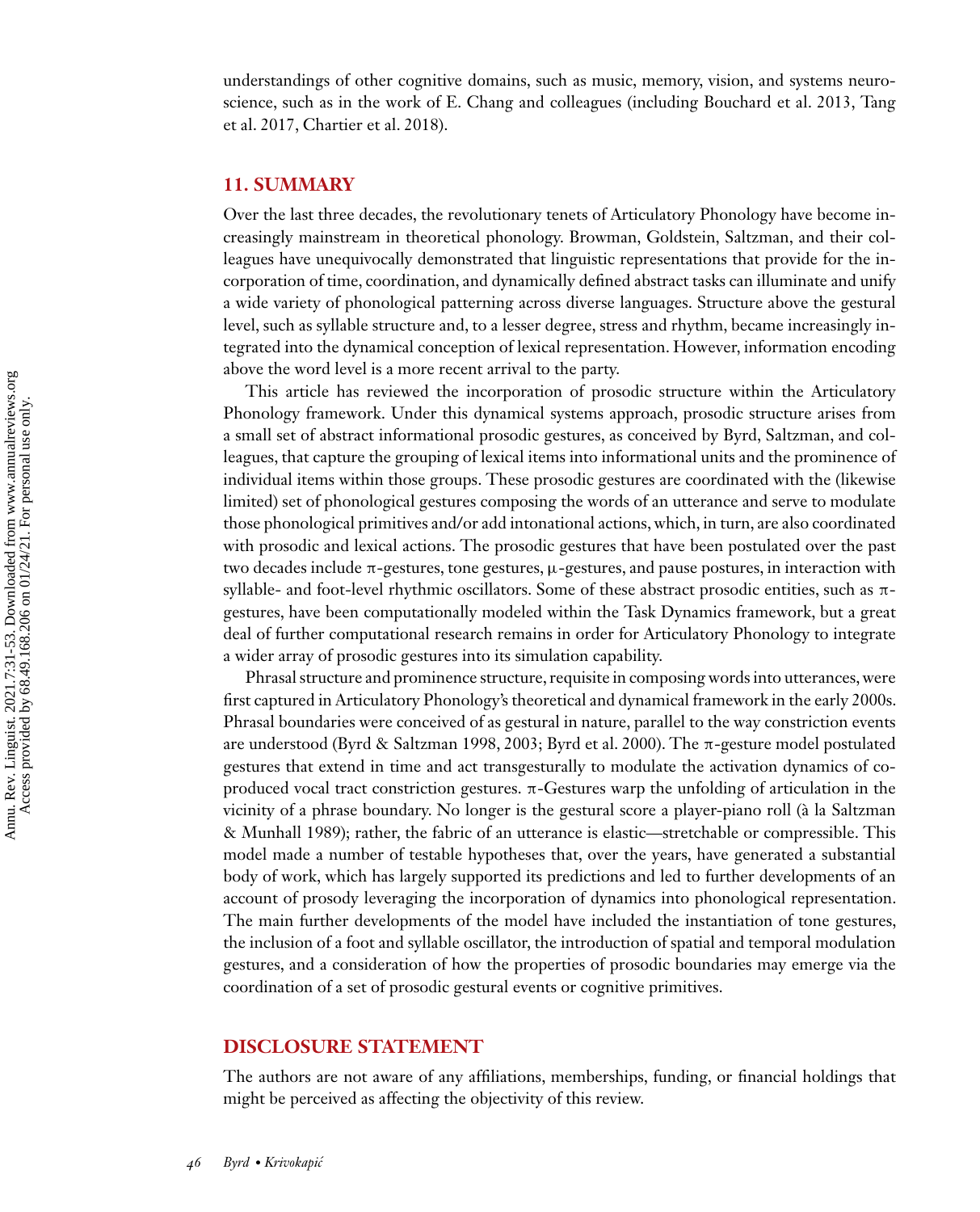understandings of other cognitive domains, such as music, memory, vision, and systems neuroscience, such as in the work of E. Chang and colleagues (including Bouchard et al. 2013, Tang et al. 2017, Chartier et al. 2018).

## 11. SUMMARY

Over the last three decades, the revolutionary tenets of Articulatory Phonology have become increasingly mainstream in theoretical phonology. Browman, Goldstein, Saltzman, and their colleagues have unequivocally demonstrated that linguistic representations that provide for the incorporation of time, coordination, and dynamically defined abstract tasks can illuminate and unify a wide variety of phonological patterning across diverse languages. Structure above the gestural level, such as syllable structure and, to a lesser degree, stress and rhythm, became increasingly integrated into the dynamical conception of lexical representation. However, information encoding above the word level is a more recent arrival to the party.

This article has reviewed the incorporation of prosodic structure within the Articulatory Phonology framework. Under this dynamical systems approach, prosodic structure arises from a small set of abstract informational prosodic gestures, as conceived by Byrd, Saltzman, and colleagues, that capture the grouping of lexical items into informational units and the prominence of individual items within those groups. These prosodic gestures are coordinated with the (likewise limited) set of phonological gestures composing the words of an utterance and serve to modulate those phonological primitives and/or add intonational actions, which, in turn, are also coordinated with prosodic and lexical actions. The prosodic gestures that have been postulated over the past two decades include π-gestures, tone gestures, μ-gestures, and pause postures, in interaction with syllable- and foot-level rhythmic oscillators. Some of these abstract prosodic entities, such as π-gestures, have been computationally modeled within the Task Dynamics framework, but a great deal of further computational research remains in order for Articulatory Phonology to integrate a wider array of prosodic gestures into its simulation capability.

Phrasal structure and prominence structure, requisite in composing words into utterances, were first captured in Articulatory Phonology's theoretical and dynamical framework in the early 2000s. Phrasal boundaries were conceived of as gestural in nature, parallel to the way constriction events are understood (Byrd & Saltzman 1998, 2003; Byrd et al. 2000). The π-gesture model postulated gestures that extend in time and act transgesturally to modulate the activation dynamics of co-produced vocal tract constriction gestures. π-Gestures warp the unfolding of articulation in the vicinity of a phrase boundary. No longer is the gestural score a player-piano roll (à la Saltzman & Munhall 1989); rather, the fabric of an utterance is elastic—stretchable or compressible. This model made a number of testable hypotheses that, over the years, have generated a substantial body of work, which has largely supported its predictions and led to further developments of an account of prosody leveraging the incorporation of dynamics into phonological representation. The main further developments of the model have included the instantiation of tone gestures, the inclusion of a foot and syllable oscillator, the introduction of spatial and temporal modulation gestures, and a consideration of how the properties of prosodic boundaries may emerge via the coordination of a set of prosodic gestural events or cognitive primitives.

## DISCLOSURE STATEMENT

The authors are not aware of any affiliations, memberships, funding, or financial holdings that might be perceived as affecting the objectivity of this review.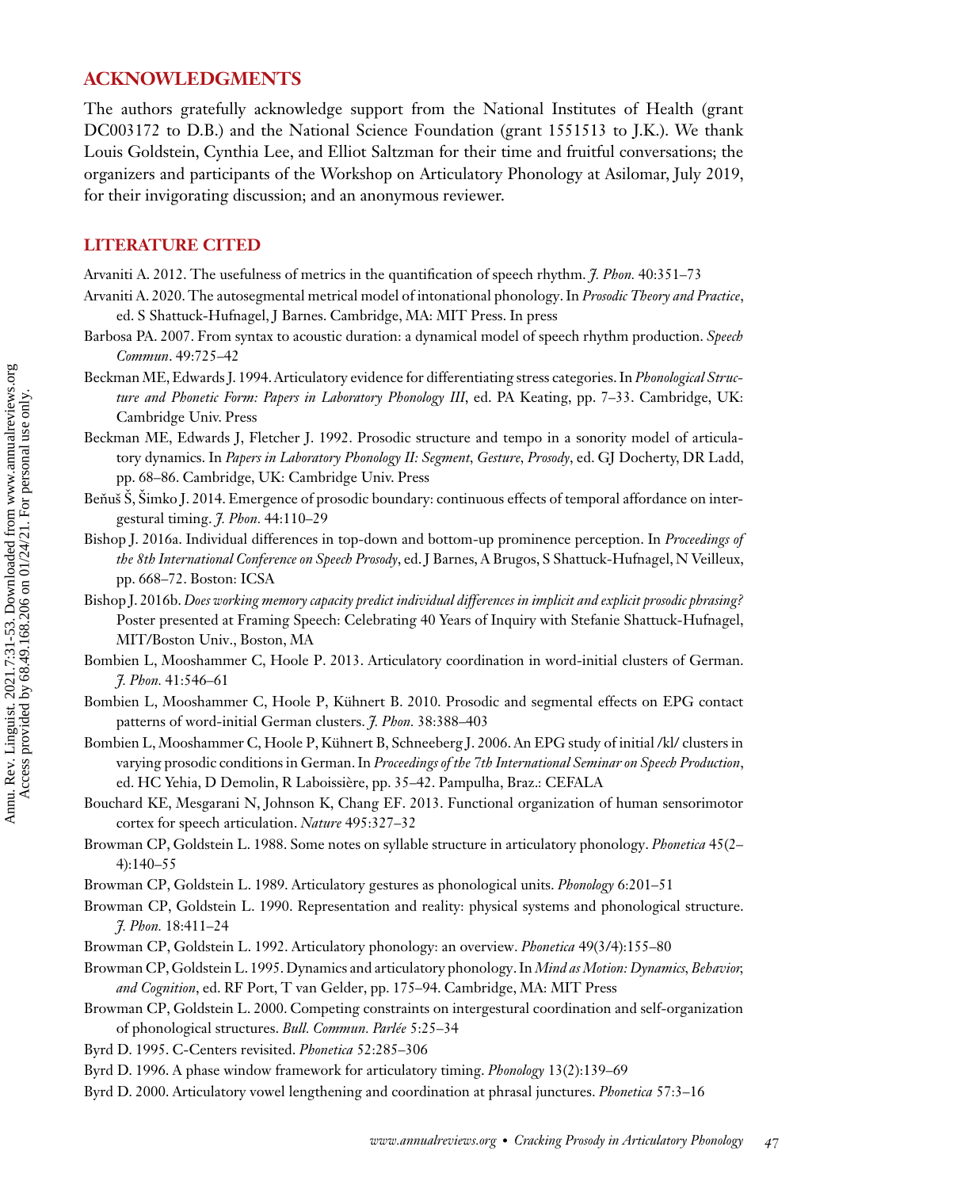## ACKNOWLEDGMENTS

The authors gratefully acknowledge support from the National Institutes of Health (grant DC003172 to D.B.) and the National Science Foundation (grant 1551513 to J.K.). We thank Louis Goldstein, Cynthia Lee, and Elliot Saltzman for their time and fruitful conversations; the organizers and participants of the Workshop on Articulatory Phonology at Asilomar, July 2019, for their invigorating discussion; and an anonymous reviewer.

## LITERATURE CITED

Arvaniti A. 2012. The usefulness of metrics in the quantification of speech rhythm. *J. Phon.* 40:351–73

Arvaniti A. 2020. The autosegmental metrical model of intonational phonology. In *Prosodic Theory and Practice*, ed. S Shattuck-Hufnagel, J Barnes. Cambridge, MA: MIT Press. In press

Barbosa PA. 2007. From syntax to acoustic duration: a dynamical model of speech rhythm production. *Speech Commun*. 49:725–42

Beckman ME, Edwards J. 1994. Articulatory evidence for differentiating stress categories. In *Phonological Structure and Phonetic Form: Papers in Laboratory Phonology III*, ed. PA Keating, pp. 7–33. Cambridge, UK: Cambridge Univ. Press

Beckman ME, Edwards J, Fletcher J. 1992. Prosodic structure and tempo in a sonority model of articulatory dynamics. In *Papers in Laboratory Phonology II: Segment, Gesture, Prosody*, ed. GJ Docherty, DR Ladd, pp. 68–86. Cambridge, UK: Cambridge Univ. Press

Beňuš Š, Šimko J. 2014. Emergence of prosodic boundary: continuous effects of temporal affordance on intergestural timing. *J. Phon.* 44:110–29

Bishop J. 2016a. Individual differences in top-down and bottom-up prominence perception. In *Proceedings of the 8th International Conference on Speech Prosody*, ed. J Barnes, A Brugos, S Shattuck-Hufnagel, N Veilleux, pp. 668–72. Boston: ICSA

Bishop J. 2016b. *Does working memory capacity predict individual differences in implicit and explicit prosodic phrasing?* Poster presented at Framing Speech: Celebrating 40 Years of Inquiry with Stefanie Shattuck-Hufnagel, MIT/Boston Univ., Boston, MA

Bombien L, Mooshammer C, Hoole P. 2013. Articulatory coordination in word-initial clusters of German. *J. Phon.* 41:546–61

Bombien L, Mooshammer C, Hoole P, Kühnert B. 2010. Prosodic and segmental effects on EPG contact patterns of word-initial German clusters. *J. Phon.* 38:388–403

Bombien L, Mooshammer C, Hoole P, Kühnert B, Schneeberg J. 2006. An EPG study of initial /kl/ clusters in varying prosodic conditions in German. In *Proceedings of the 7th International Seminar on Speech Production*, ed. HC Yehia, D Demolin, R Laboissière, pp. 35–42. Pampulha, Braz.: CEFALA

Bouchard KE, Mesgarani N, Johnson K, Chang EF. 2013. Functional organization of human sensorimotor cortex for speech articulation. *Nature* 495:327–32

Browman CP, Goldstein L. 1988. Some notes on syllable structure in articulatory phonology. *Phonetica* 45(2–4):140–55

Browman CP, Goldstein L. 1989. Articulatory gestures as phonological units. *Phonology* 6:201–51

Browman CP, Goldstein L. 1990. Representation and reality: physical systems and phonological structure. *J. Phon.* 18:411–24

Browman CP, Goldstein L. 1992. Articulatory phonology: an overview. *Phonetica* 49(3/4):155–80

Browman CP, Goldstein L. 1995. Dynamics and articulatory phonology. In *Mind as Motion: Dynamics, Behavior, and Cognition*, ed. RF Port, T van Gelder, pp. 175–94. Cambridge, MA: MIT Press

Browman CP, Goldstein L. 2000. Competing constraints on intergestural coordination and self-organization of phonological structures. *Bull. Commun. Parlée* 5:25–34

Byrd D. 1995. C-Centers revisited. *Phonetica* 52:285–306

Byrd D. 1996. A phase window framework for articulatory timing. *Phonology* 13(2):139–69

Byrd D. 2000. Articulatory vowel lengthening and coordination at phrasal junctures. *Phonetica* 57:3–16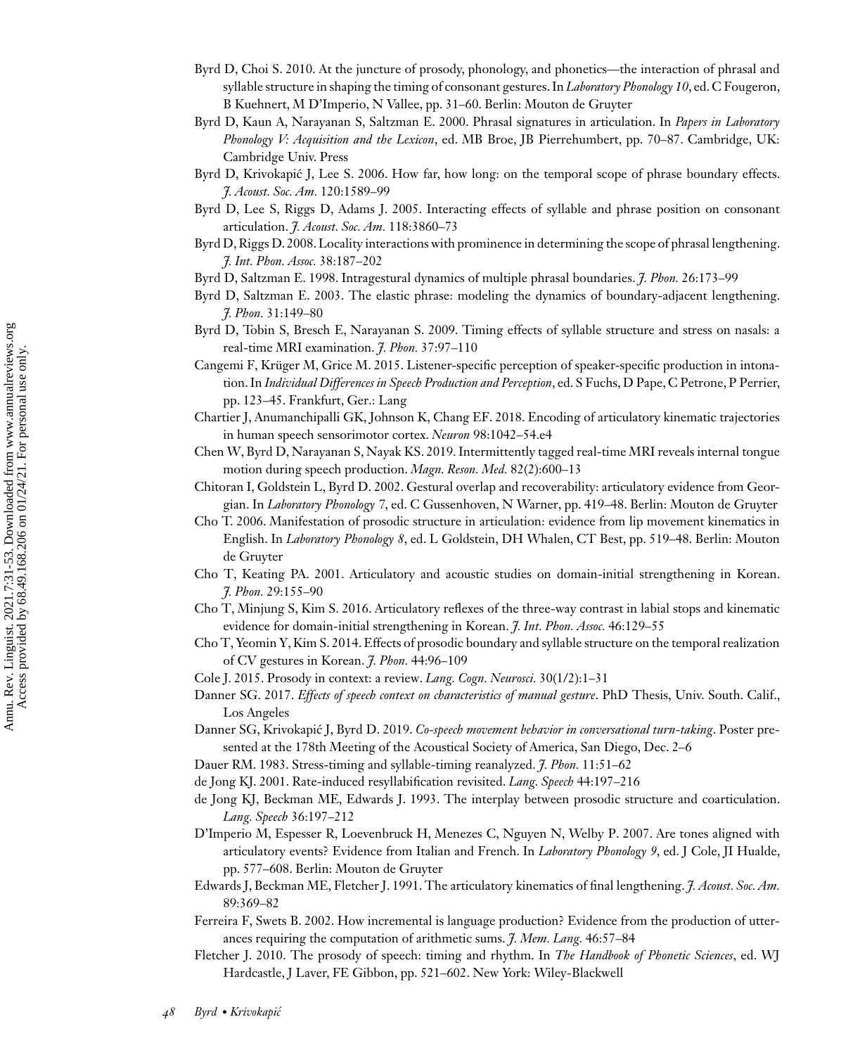Byrd D, Choi S. 2010. At the juncture of prosody, phonology, and phonetics—the interaction of phrasal and syllable structure in shaping the timing of consonant gestures. In *Laboratory Phonology 10*, ed. C Fougeron, B Kuehnert, M D'Imperio, N Vallee, pp. 31–60. Berlin: Mouton de Gruyter

Byrd D, Kaun A, Narayanan S, Saltzman E. 2000. Phrasal signatures in articulation. In *Papers in Laboratory Phonology V: Acquisition and the Lexicon*, ed. MB Broe, JB Pierrehumbert, pp. 70–87. Cambridge, UK: Cambridge Univ. Press

Byrd D, Krivokapić J, Lee S. 2006. How far, how long: on the temporal scope of phrase boundary effects. *J. Acoust. Soc. Am.* 120:1589–99

Byrd D, Lee S, Riggs D, Adams J. 2005. Interacting effects of syllable and phrase position on consonant articulation. *J. Acoust. Soc. Am.* 118:3860–73

Byrd D, Riggs D. 2008. Locality interactions with prominence in determining the scope of phrasal lengthening. *J. Int. Phon. Assoc.* 38:187–202

Byrd D, Saltzman E. 1998. Intragestural dynamics of multiple phrasal boundaries. *J. Phon.* 26:173–99

Byrd D, Saltzman E. 2003. The elastic phrase: modeling the dynamics of boundary-adjacent lengthening. *J. Phon.* 31:149–80

Byrd D, Tobin S, Bresch E, Narayanan S. 2009. Timing effects of syllable structure and stress on nasals: a real-time MRI examination. *J. Phon.* 37:97–110

Cangemi F, Krüger M, Grice M. 2015. Listener-specific perception of speaker-specific production in intonation. In *Individual Differences in Speech Production and Perception*, ed. S Fuchs, D Pape, C Petrone, P Perrier, pp. 123–45. Frankfurt, Ger.: Lang

Chartier J, Anumanchipalli GK, Johnson K, Chang EF. 2018. Encoding of articulatory kinematic trajectories in human speech sensorimotor cortex. *Neuron* 98:1042–54.e4

Chen W, Byrd D, Narayanan S, Nayak KS. 2019. Intermittently tagged real-time MRI reveals internal tongue motion during speech production. *Magn. Reson. Med.* 82(2):600–13

Chitoran I, Goldstein L, Byrd D. 2002. Gestural overlap and recoverability: articulatory evidence from Georgian. In *Laboratory Phonology 7*, ed. C Gussenhoven, N Warner, pp. 419–48. Berlin: Mouton de Gruyter

Cho T. 2006. Manifestation of prosodic structure in articulation: evidence from lip movement kinematics in English. In *Laboratory Phonology 8*, ed. L Goldstein, DH Whalen, CT Best, pp. 519–48. Berlin: Mouton de Gruyter

Cho T, Keating PA. 2001. Articulatory and acoustic studies on domain-initial strengthening in Korean. *J. Phon.* 29:155–90

Cho T, Minjung S, Kim S. 2016. Articulatory reflexes of the three-way contrast in labial stops and kinematic evidence for domain-initial strengthening in Korean. *J. Int. Phon. Assoc.* 46:129–55

Cho T, Yeomin Y, Kim S. 2014. Effects of prosodic boundary and syllable structure on the temporal realization of CV gestures in Korean. *J. Phon.* 44:96–109

Cole J. 2015. Prosody in context: a review. *Lang. Cogn. Neurosci.* 30(1/2):1–31

Danner SG. 2017. *Effects of speech context on characteristics of manual gesture*. PhD Thesis, Univ. South. Calif., Los Angeles

Danner SG, Krivokapić J, Byrd D. 2019. *Co-speech movement behavior in conversational turn-taking*. Poster presented at the 178th Meeting of the Acoustical Society of America, San Diego, Dec. 2–6

Dauer RM. 1983. Stress-timing and syllable-timing reanalyzed. *J. Phon.* 11:51–62

de Jong KJ. 2001. Rate-induced resyllabification revisited. *Lang. Speech* 44:197–216

de Jong KJ, Beckman ME, Edwards J. 1993. The interplay between prosodic structure and coarticulation. *Lang. Speech* 36:197–212

D'Imperio M, Espesser R, Loevenbruck H, Menezes C, Nguyen N, Welby P. 2007. Are tones aligned with articulatory events? Evidence from Italian and French. In *Laboratory Phonology 9*, ed. J Cole, JI Hualde, pp. 577–608. Berlin: Mouton de Gruyter

Edwards J, Beckman ME, Fletcher J. 1991. The articulatory kinematics of final lengthening. *J. Acoust. Soc. Am.* 89:369–82

Ferreira F, Swets B. 2002. How incremental is language production? Evidence from the production of utterances requiring the computation of arithmetic sums. *J. Mem. Lang.* 46:57–84

Fletcher J. 2010. The prosody of speech: timing and rhythm. In *The Handbook of Phonetic Sciences*, ed. WJ Hardcastle, J Laver, FE Gibbon, pp. 521–602. New York: Wiley-Blackwell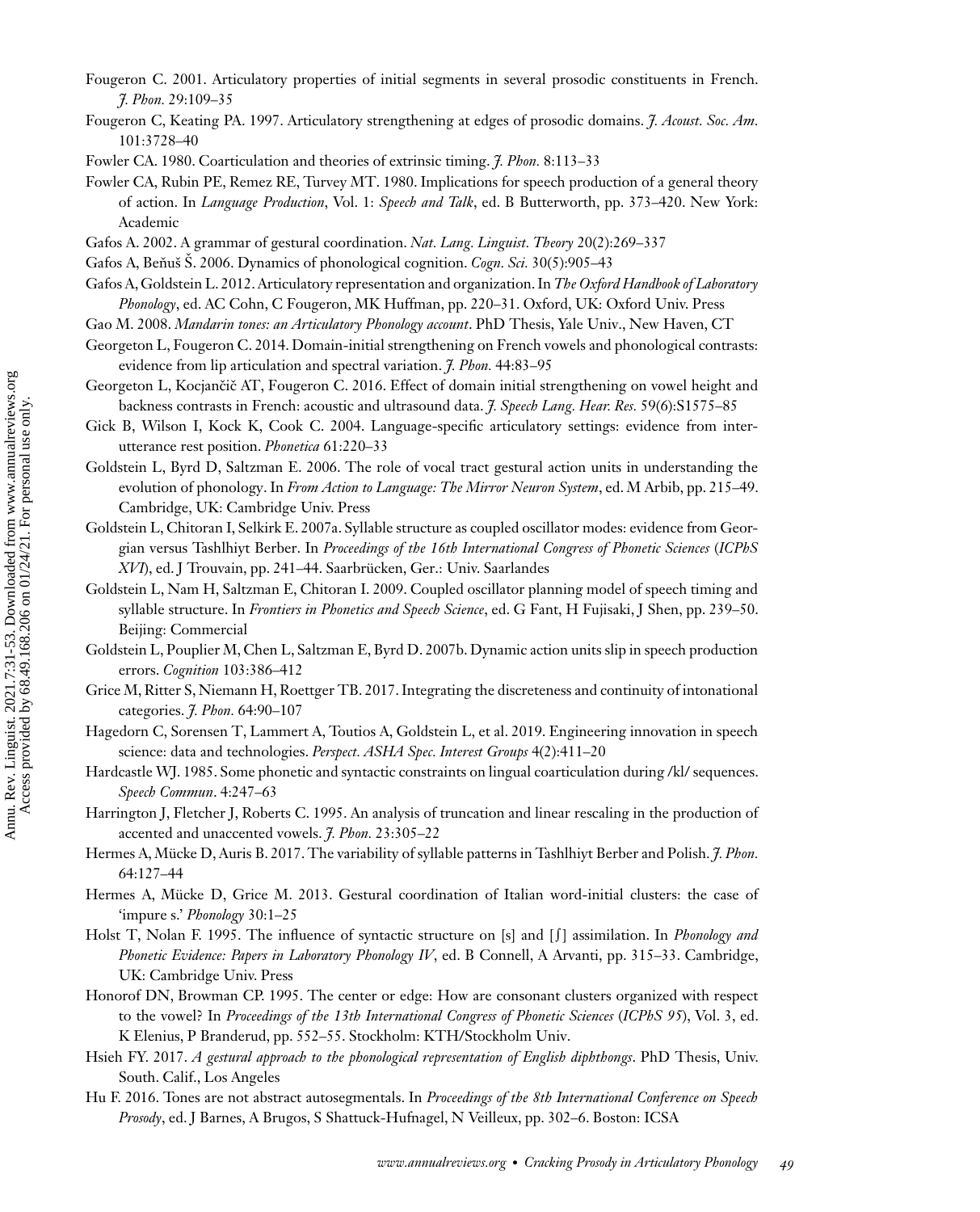Fougeron C. 2001. Articulatory properties of initial segments in several prosodic constituents in French. *J. Phon.* 29:109–35

Fougeron C, Keating PA. 1997. Articulatory strengthening at edges of prosodic domains. *J. Acoust. Soc. Am.* 101:3728–40

Fowler CA. 1980. Coarticulation and theories of extrinsic timing. *J. Phon.* 8:113–33

Fowler CA, Rubin PE, Remez RE, Turvey MT. 1980. Implications for speech production of a general theory of action. In *Language Production*, Vol. 1: *Speech and Talk*, ed. B Butterworth, pp. 373–420. New York: Academic

Gafos A. 2002. A grammar of gestural coordination. *Nat. Lang. Linguist. Theory* 20(2):269–337

Gafos A, Beňuš Š. 2006. Dynamics of phonological cognition. *Cogn. Sci.* 30(5):905–43

Gafos A, Goldstein L. 2012. Articulatory representation and organization. In *The Oxford Handbook of Laboratory Phonology*, ed. AC Cohn, C Fougeron, MK Huffman, pp. 220–31. Oxford, UK: Oxford Univ. Press

Gao M. 2008. *Mandarin tones: an Articulatory Phonology account*. PhD Thesis, Yale Univ., New Haven, CT

Georgeton L, Fougeron C. 2014. Domain-initial strengthening on French vowels and phonological contrasts: evidence from lip articulation and spectral variation. *J. Phon.* 44:83–95

Georgeton L, Kocjančič AT, Fougeron C. 2016. Effect of domain initial strengthening on vowel height and backness contrasts in French: acoustic and ultrasound data. *J. Speech Lang. Hear. Res.* 59(6):S1575–85

Gick B, Wilson I, Kock K, Cook C. 2004. Language-specific articulatory settings: evidence from inter-utterance rest position. *Phonetica* 61:220–33

Goldstein L, Byrd D, Saltzman E. 2006. The role of vocal tract gestural action units in understanding the evolution of phonology. In *From Action to Language: The Mirror Neuron System*, ed. M Arbib, pp. 215–49. Cambridge, UK: Cambridge Univ. Press

Goldstein L, Chitoran I, Selkirk E. 2007a. Syllable structure as coupled oscillator modes: evidence from Georgian versus Tashlhiyt Berber. In *Proceedings of the 16th International Congress of Phonetic Sciences* (*ICPhS XVI*), ed. J Trouvain, pp. 241–44. Saarbrücken, Ger.: Univ. Saarlandes

Goldstein L, Nam H, Saltzman E, Chitoran I. 2009. Coupled oscillator planning model of speech timing and syllable structure. In *Frontiers in Phonetics and Speech Science*, ed. G Fant, H Fujisaki, J Shen, pp. 239–50. Beijing: Commercial

Goldstein L, Pouplier M, Chen L, Saltzman E, Byrd D. 2007b. Dynamic action units slip in speech production errors. *Cognition* 103:386–412

Grice M, Ritter S, Niemann H, Roettger TB. 2017. Integrating the discreteness and continuity of intonational categories. *J. Phon.* 64:90–107

Hagedorn C, Sorensen T, Lammert A, Toutios A, Goldstein L, et al. 2019. Engineering innovation in speech science: data and technologies. *Perspect. ASHA Spec. Interest Groups* 4(2):411–20

Hardcastle WJ. 1985. Some phonetic and syntactic constraints on lingual coarticulation during /kl/ sequences. *Speech Commun*. 4:247–63

Harrington J, Fletcher J, Roberts C. 1995. An analysis of truncation and linear rescaling in the production of accented and unaccented vowels. *J. Phon.* 23:305–22

Hermes A, Mücke D, Auris B. 2017. The variability of syllable patterns in Tashlhiyt Berber and Polish. *J. Phon.* 64:127–44

Hermes A, Mücke D, Grice M. 2013. Gestural coordination of Italian word-initial clusters: the case of 'impure s.' *Phonology* 30:1–25

Holst T, Nolan F. 1995. The influence of syntactic structure on [s] and [ʃ] assimilation. In *Phonology and Phonetic Evidence: Papers in Laboratory Phonology IV*, ed. B Connell, A Arvanti, pp. 315–33. Cambridge, UK: Cambridge Univ. Press

Honorof DN, Browman CP. 1995. The center or edge: How are consonant clusters organized with respect to the vowel? In *Proceedings of the 13th International Congress of Phonetic Sciences* (*ICPhS 95*), Vol. 3, ed. K Elenius, P Branderud, pp. 552–55. Stockholm: KTH/Stockholm Univ.

Hsieh FY. 2017. *A gestural approach to the phonological representation of English diphthongs*. PhD Thesis, Univ. South. Calif., Los Angeles

Hu F. 2016. Tones are not abstract autosegmentals. In *Proceedings of the 8th International Conference on Speech Prosody*, ed. J Barnes, A Brugos, S Shattuck-Hufnagel, N Veilleux, pp. 302–6. Boston: ICSA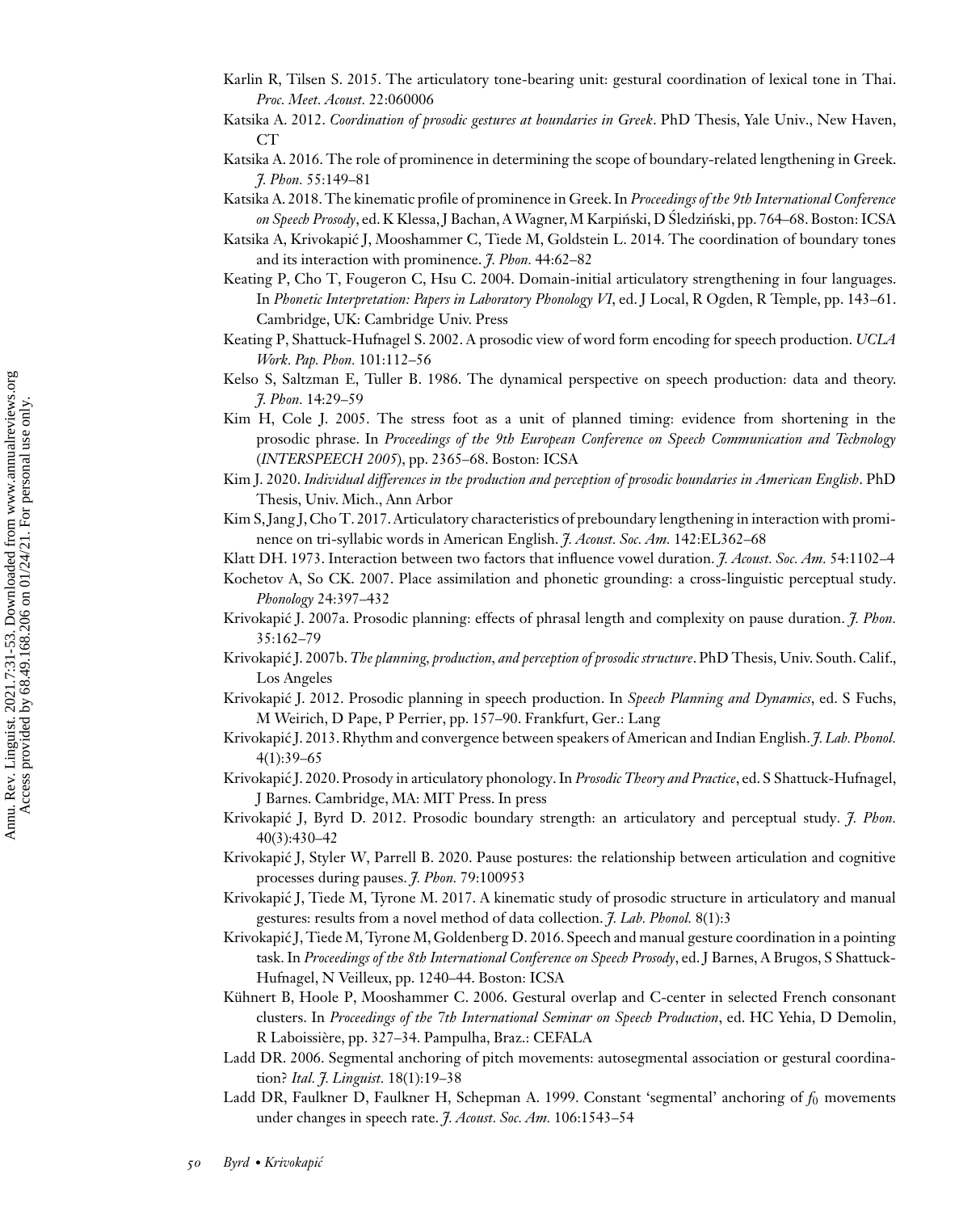Karlin R, Tilsen S. 2015. The articulatory tone-bearing unit: gestural coordination of lexical tone in Thai. *Proc. Meet. Acoust.* 22:060006

Katsika A. 2012. *Coordination of prosodic gestures at boundaries in Greek*. PhD Thesis, Yale Univ., New Haven, CT

Katsika A. 2016. The role of prominence in determining the scope of boundary-related lengthening in Greek. *J. Phon.* 55:149–81

Katsika A. 2018. The kinematic profile of prominence in Greek. In *Proceedings of the 9th International Conference on Speech Prosody*, ed. K Klessa, J Bachan, A Wagner, M Karpiński, D Śledziński, pp. 764–68. Boston: ICSA

Katsika A, Krivokapić J, Mooshammer C, Tiede M, Goldstein L. 2014. The coordination of boundary tones and its interaction with prominence. *J. Phon.* 44:62–82

Keating P, Cho T, Fougeron C, Hsu C. 2004. Domain-initial articulatory strengthening in four languages. In *Phonetic Interpretation: Papers in Laboratory Phonology VI*, ed. J Local, R Ogden, R Temple, pp. 143–61. Cambridge, UK: Cambridge Univ. Press

Keating P, Shattuck-Hufnagel S. 2002. A prosodic view of word form encoding for speech production. *UCLA Work. Pap. Phon.* 101:112–56

Kelso S, Saltzman E, Tuller B. 1986. The dynamical perspective on speech production: data and theory. *J. Phon.* 14:29–59

Kim H, Cole J. 2005. The stress foot as a unit of planned timing: evidence from shortening in the prosodic phrase. In *Proceedings of the 9th European Conference on Speech Communication and Technology* (*INTERSPEECH 2005*), pp. 2365–68. Boston: ICSA

Kim J. 2020. *Individual differences in the production and perception of prosodic boundaries in American English*. PhD Thesis, Univ. Mich., Ann Arbor

Kim S, Jang J, Cho T. 2017. Articulatory characteristics of preboundary lengthening in interaction with prominence on tri-syllabic words in American English. *J. Acoust. Soc. Am.* 142:EL362–68

Klatt DH. 1973. Interaction between two factors that influence vowel duration. *J. Acoust. Soc. Am.* 54:1102–4

Kochetov A, So CK. 2007. Place assimilation and phonetic grounding: a cross-linguistic perceptual study. *Phonology* 24:397–432

Krivokapić J. 2007a. Prosodic planning: effects of phrasal length and complexity on pause duration. *J. Phon.* 35:162–79

Krivokapić J. 2007b. *The planning, production, and perception of prosodic structure*. PhD Thesis, Univ. South. Calif., Los Angeles

Krivokapić J. 2012. Prosodic planning in speech production. In *Speech Planning and Dynamics*, ed. S Fuchs, M Weirich, D Pape, P Perrier, pp. 157–90. Frankfurt, Ger.: Lang

Krivokapić J. 2013. Rhythm and convergence between speakers of American and Indian English. *J. Lab. Phonol.* 4(1):39–65

Krivokapić J. 2020. Prosody in articulatory phonology. In *Prosodic Theory and Practice*, ed. S Shattuck-Hufnagel, J Barnes. Cambridge, MA: MIT Press. In press

Krivokapić J, Byrd D. 2012. Prosodic boundary strength: an articulatory and perceptual study. *J. Phon.* 40(3):430–42

Krivokapić J, Styler W, Parrell B. 2020. Pause postures: the relationship between articulation and cognitive processes during pauses. *J. Phon.* 79:100953

Krivokapić J, Tiede M, Tyrone M. 2017. A kinematic study of prosodic structure in articulatory and manual gestures: results from a novel method of data collection. *J. Lab. Phonol.* 8(1):3

Krivokapić J, Tiede M, Tyrone M, Goldenberg D. 2016. Speech and manual gesture coordination in a pointing task. In *Proceedings of the 8th International Conference on Speech Prosody*, ed. J Barnes, A Brugos, S Shattuck-Hufnagel, N Veilleux, pp. 1240–44. Boston: ICSA

Kühnert B, Hoole P, Mooshammer C. 2006. Gestural overlap and C-center in selected French consonant clusters. In *Proceedings of the 7th International Seminar on Speech Production*, ed. HC Yehia, D Demolin, R Laboissière, pp. 327–34. Pampulha, Braz.: CEFALA

Ladd DR. 2006. Segmental anchoring of pitch movements: autosegmental association or gestural coordination? *Ital. J. Linguist.* 18(1):19–38

Ladd DR, Faulkner D, Faulkner H, Schepman A. 1999. Constant 'segmental' anchoring of $f_0$ movements under changes in speech rate. *J. Acoust. Soc. Am.* 106:1543–54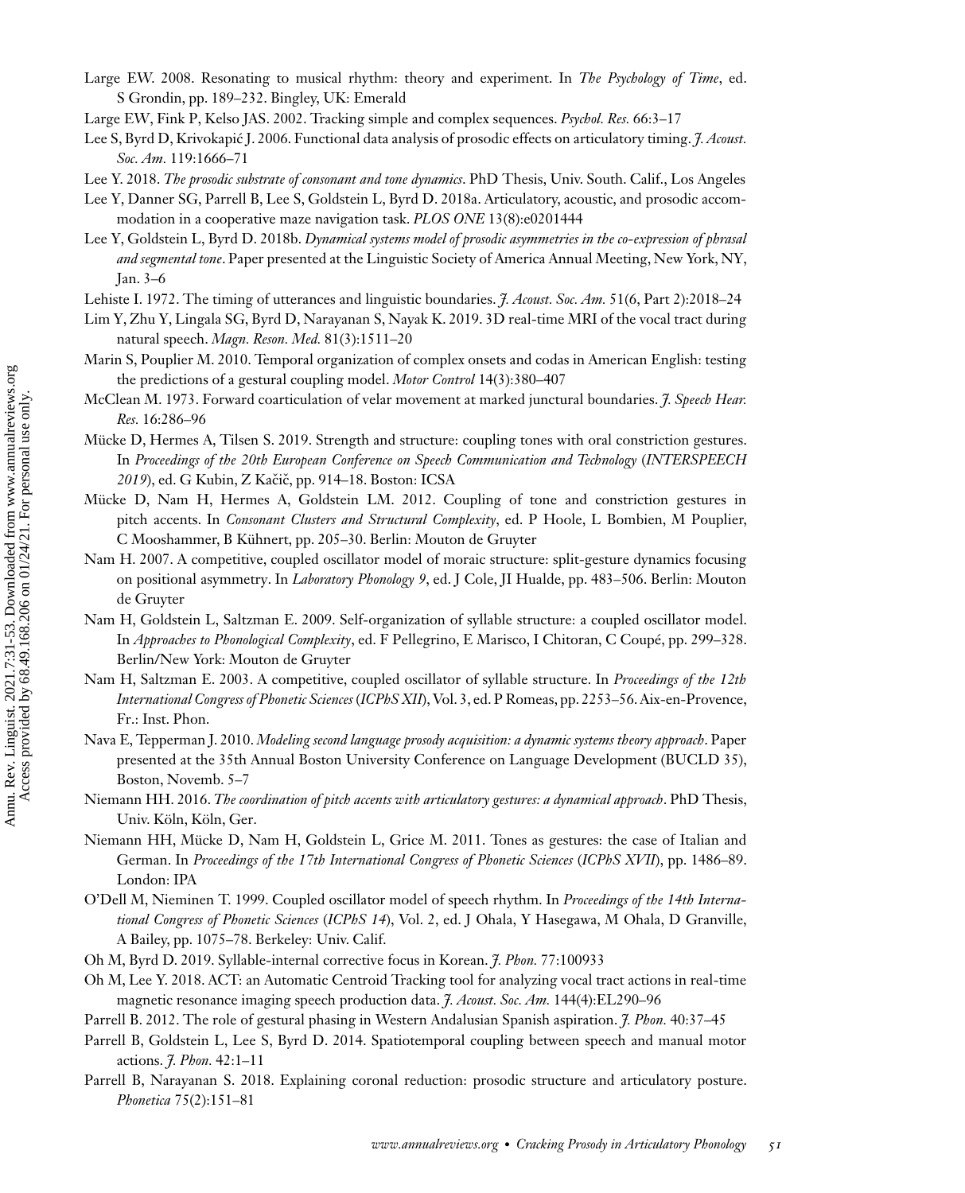Large EW. 2008. Resonating to musical rhythm: theory and experiment. In *The Psychology of Time*, ed. S Grondin, pp. 189–232. Bingley, UK: Emerald

Large EW, Fink P, Kelso JAS. 2002. Tracking simple and complex sequences. *Psychol. Res.* 66:3–17

Lee S, Byrd D, Krivokapić J. 2006. Functional data analysis of prosodic effects on articulatory timing. *J. Acoust. Soc. Am.* 119:1666–71

Lee Y. 2018. *The prosodic substrate of consonant and tone dynamics*. PhD Thesis, Univ. South. Calif., Los Angeles

Lee Y, Danner SG, Parrell B, Lee S, Goldstein L, Byrd D. 2018a. Articulatory, acoustic, and prosodic accommodation in a cooperative maze navigation task. *PLOS ONE* 13(8):e0201444

Lee Y, Goldstein L, Byrd D. 2018b. *Dynamical systems model of prosodic asymmetries in the co-expression of phrasal and segmental tone*. Paper presented at the Linguistic Society of America Annual Meeting, New York, NY, Jan. 3–6

Lehiste I. 1972. The timing of utterances and linguistic boundaries. *J. Acoust. Soc. Am.* 51(6, Part 2):2018–24

Lim Y, Zhu Y, Lingala SG, Byrd D, Narayanan S, Nayak K. 2019. 3D real-time MRI of the vocal tract during natural speech. *Magn. Reson. Med.* 81(3):1511–20

Marin S, Pouplier M. 2010. Temporal organization of complex onsets and codas in American English: testing the predictions of a gestural coupling model. *Motor Control* 14(3):380–407

McClean M. 1973. Forward coarticulation of velar movement at marked junctural boundaries. *J. Speech Hear. Res.* 16:286–96

Mücke D, Hermes A, Tilsen S. 2019. Strength and structure: coupling tones with oral constriction gestures. In *Proceedings of the 20th European Conference on Speech Communication and Technology* (*INTERSPEECH 2019*), ed. G Kubin, Z Kačič, pp. 914–18. Boston: ICSA

Mücke D, Nam H, Hermes A, Goldstein LM. 2012. Coupling of tone and constriction gestures in pitch accents. In *Consonant Clusters and Structural Complexity*, ed. P Hoole, L Bombien, M Pouplier, C Mooshammer, B Kühnert, pp. 205–30. Berlin: Mouton de Gruyter

Nam H. 2007. A competitive, coupled oscillator model of moraic structure: split-gesture dynamics focusing on positional asymmetry. In *Laboratory Phonology 9*, ed. J Cole, JI Hualde, pp. 483–506. Berlin: Mouton de Gruyter

Nam H, Goldstein L, Saltzman E. 2009. Self-organization of syllable structure: a coupled oscillator model. In *Approaches to Phonological Complexity*, ed. F Pellegrino, E Marisco, I Chitoran, C Coupé, pp. 299–328. Berlin/New York: Mouton de Gruyter

Nam H, Saltzman E. 2003. A competitive, coupled oscillator of syllable structure. In *Proceedings of the 12th International Congress of Phonetic Sciences* (*ICPhS XII*), Vol. 3, ed. P Romeas, pp. 2253–56. Aix-en-Provence, Fr.: Inst. Phon.

Nava E, Tepperman J. 2010. *Modeling second language prosody acquisition: a dynamic systems theory approach*. Paper presented at the 35th Annual Boston University Conference on Language Development (BUCLD 35), Boston, Novemb. 5–7

Niemann HH. 2016. *The coordination of pitch accents with articulatory gestures: a dynamical approach*. PhD Thesis, Univ. Köln, Köln, Ger.

Niemann HH, Mücke D, Nam H, Goldstein L, Grice M. 2011. Tones as gestures: the case of Italian and German. In *Proceedings of the 17th International Congress of Phonetic Sciences* (*ICPhS XVII*), pp. 1486–89. London: IPA

O'Dell M, Nieminen T. 1999. Coupled oscillator model of speech rhythm. In *Proceedings of the 14th International Congress of Phonetic Sciences* (*ICPhS 14*), Vol. 2, ed. J Ohala, Y Hasegawa, M Ohala, D Granville, A Bailey, pp. 1075–78. Berkeley: Univ. Calif.

Oh M, Byrd D. 2019. Syllable-internal corrective focus in Korean. *J. Phon.* 77:100933

Oh M, Lee Y. 2018. ACT: an Automatic Centroid Tracking tool for analyzing vocal tract actions in real-time magnetic resonance imaging speech production data. *J. Acoust. Soc. Am.* 144(4):EL290–96

Parrell B. 2012. The role of gestural phasing in Western Andalusian Spanish aspiration. *J. Phon.* 40:37–45

Parrell B, Goldstein L, Lee S, Byrd D. 2014. Spatiotemporal coupling between speech and manual motor actions. *J. Phon.* 42:1–11

Parrell B, Narayanan S. 2018. Explaining coronal reduction: prosodic structure and articulatory posture. *Phonetica* 75(2):151–81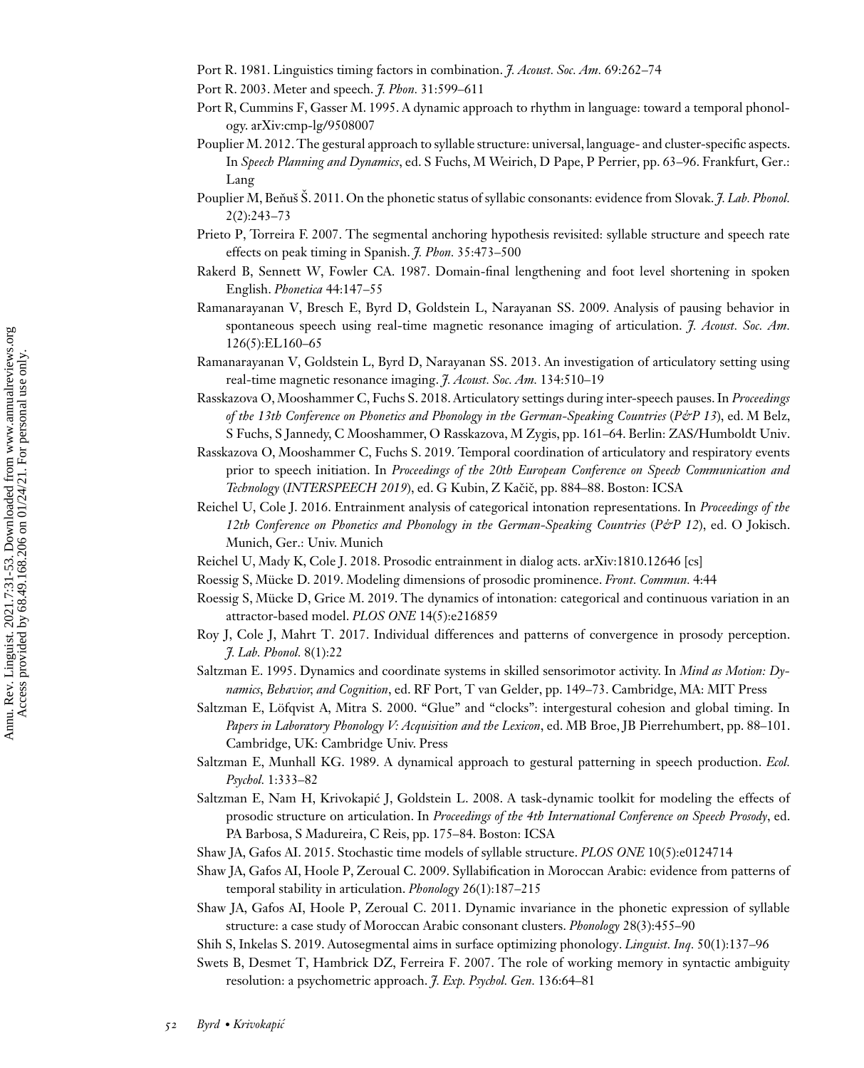Port R. 1981. Linguistics timing factors in combination. *J. Acoust. Soc. Am.* 69:262–74

Port R. 2003. Meter and speech. *J. Phon.* 31:599–611

Port R, Cummins F, Gasser M. 1995. A dynamic approach to rhythm in language: toward a temporal phonology. arXiv:cmp-lg/9508007

Pouplier M. 2012. The gestural approach to syllable structure: universal, language- and cluster-specific aspects. In *Speech Planning and Dynamics*, ed. S Fuchs, M Weirich, D Pape, P Perrier, pp. 63–96. Frankfurt, Ger.: Lang

Pouplier M, Beňuš Š. 2011. On the phonetic status of syllabic consonants: evidence from Slovak. *J. Lab. Phonol.* 2(2):243–73

Prieto P, Torreira F. 2007. The segmental anchoring hypothesis revisited: syllable structure and speech rate effects on peak timing in Spanish. *J. Phon.* 35:473–500

Rakerd B, Sennett W, Fowler CA. 1987. Domain-final lengthening and foot level shortening in spoken English. *Phonetica* 44:147–55

Ramanarayanan V, Bresch E, Byrd D, Goldstein L, Narayanan SS. 2009. Analysis of pausing behavior in spontaneous speech using real-time magnetic resonance imaging of articulation. *J. Acoust. Soc. Am.* 126(5):EL160–65

Ramanarayanan V, Goldstein L, Byrd D, Narayanan SS. 2013. An investigation of articulatory setting using real-time magnetic resonance imaging. *J. Acoust. Soc. Am.* 134:510–19

Rasskazova O, Mooshammer C, Fuchs S. 2018. Articulatory settings during inter-speech pauses. In *Proceedings of the 13th Conference on Phonetics and Phonology in the German-Speaking Countries* (*P&P 13*), ed. M Belz, S Fuchs, S Jannedy, C Mooshammer, O Rasskazova, M Zygis, pp. 161–64. Berlin: ZAS/Humboldt Univ.

Rasskazova O, Mooshammer C, Fuchs S. 2019. Temporal coordination of articulatory and respiratory events prior to speech initiation. In *Proceedings of the 20th European Conference on Speech Communication and Technology* (*INTERSPEECH 2019*), ed. G Kubin, Z Kačič, pp. 884–88. Boston: ICSA

Reichel U, Cole J. 2016. Entrainment analysis of categorical intonation representations. In *Proceedings of the 12th Conference on Phonetics and Phonology in the German-Speaking Countries* (*P&P 12*), ed. O Jokisch. Munich, Ger.: Univ. Munich

Reichel U, Mady K, Cole J. 2018. Prosodic entrainment in dialog acts. arXiv:1810.12646 [cs]

Roessig S, Mücke D. 2019. Modeling dimensions of prosodic prominence. *Front. Commun.* 4:44

Roessig S, Mücke D, Grice M. 2019. The dynamics of intonation: categorical and continuous variation in an attractor-based model. *PLOS ONE* 14(5):e216859

Roy J, Cole J, Mahrt T. 2017. Individual differences and patterns of convergence in prosody perception. *J. Lab. Phonol.* 8(1):22

Saltzman E. 1995. Dynamics and coordinate systems in skilled sensorimotor activity. In *Mind as Motion: Dynamics, Behavior, and Cognition*, ed. RF Port, T van Gelder, pp. 149–73. Cambridge, MA: MIT Press

Saltzman E, Löfqvist A, Mitra S. 2000. "Glue" and "clocks": intergestural cohesion and global timing. In *Papers in Laboratory Phonology V: Acquisition and the Lexicon*, ed. MB Broe, JB Pierrehumbert, pp. 88–101. Cambridge, UK: Cambridge Univ. Press

Saltzman E, Munhall KG. 1989. A dynamical approach to gestural patterning in speech production. *Ecol. Psychol.* 1:333–82

Saltzman E, Nam H, Krivokapić J, Goldstein L. 2008. A task-dynamic toolkit for modeling the effects of prosodic structure on articulation. In *Proceedings of the 4th International Conference on Speech Prosody*, ed. PA Barbosa, S Madureira, C Reis, pp. 175–84. Boston: ICSA

Shaw JA, Gafos AI. 2015. Stochastic time models of syllable structure. *PLOS ONE* 10(5):e0124714

Shaw JA, Gafos AI, Hoole P, Zeroual C. 2009. Syllabification in Moroccan Arabic: evidence from patterns of temporal stability in articulation. *Phonology* 26(1):187–215

Shaw JA, Gafos AI, Hoole P, Zeroual C. 2011. Dynamic invariance in the phonetic expression of syllable structure: a case study of Moroccan Arabic consonant clusters. *Phonology* 28(3):455–90

Shih S, Inkelas S. 2019. Autosegmental aims in surface optimizing phonology. *Linguist. Inq.* 50(1):137–96

Swets B, Desmet T, Hambrick DZ, Ferreira F. 2007. The role of working memory in syntactic ambiguity resolution: a psychometric approach. *J. Exp. Psychol. Gen.* 136:64–81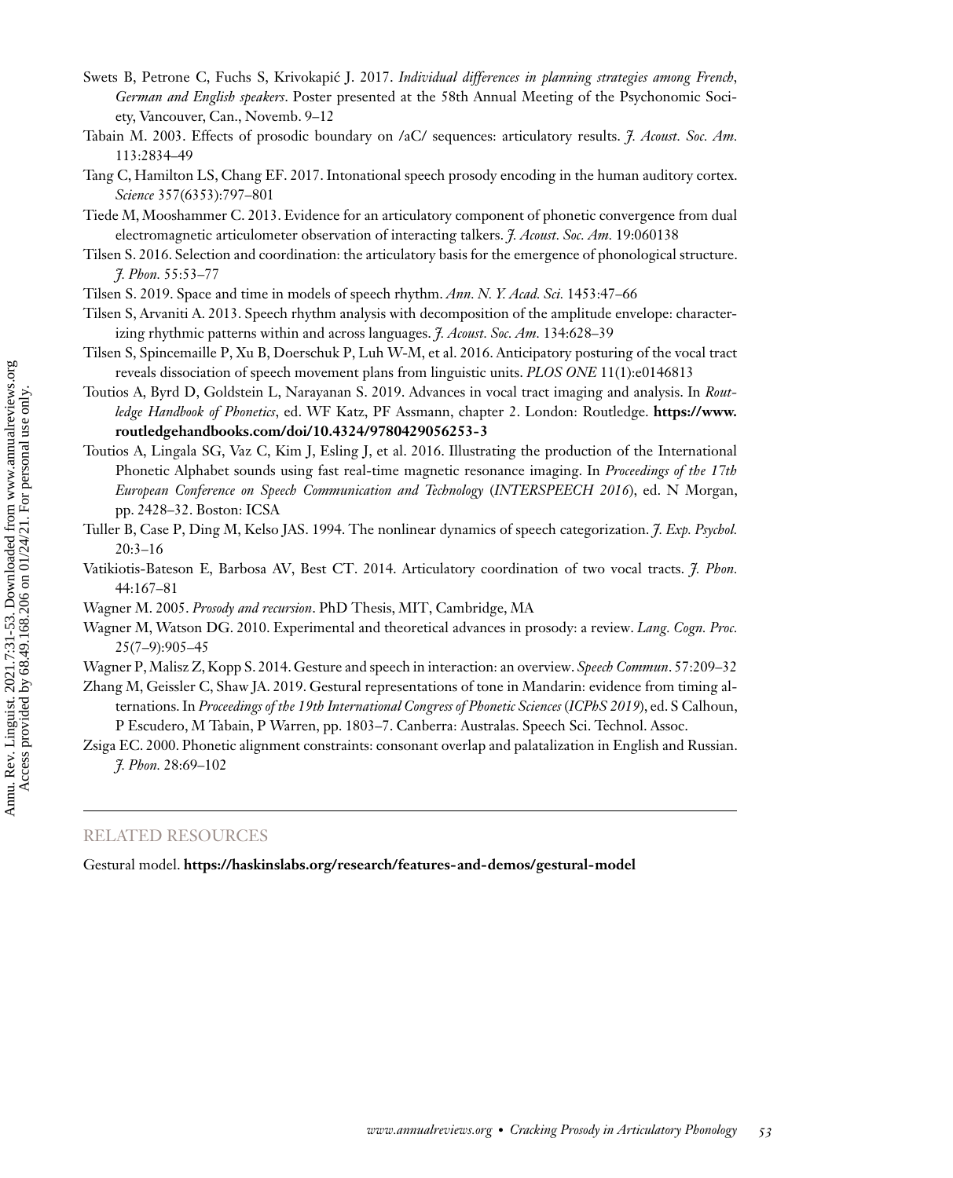Swets B, Petrone C, Fuchs S, Krivokapić J. 2017. *Individual differences in planning strategies among French, German and English speakers*. Poster presented at the 58th Annual Meeting of the Psychonomic Society, Vancouver, Can., Novemb. 9–12

Tabain M. 2003. Effects of prosodic boundary on /aC/ sequences: articulatory results. *J. Acoust. Soc. Am.* 113:2834–49

Tang C, Hamilton LS, Chang EF. 2017. Intonational speech prosody encoding in the human auditory cortex. *Science* 357(6353):797–801

Tiede M, Mooshammer C. 2013. Evidence for an articulatory component of phonetic convergence from dual electromagnetic articulometer observation of interacting talkers. *J. Acoust. Soc. Am.* 19:060138

Tilsen S. 2016. Selection and coordination: the articulatory basis for the emergence of phonological structure. *J. Phon.* 55:53–77

Tilsen S. 2019. Space and time in models of speech rhythm. *Ann. N. Y. Acad. Sci.* 1453:47–66

Tilsen S, Arvaniti A. 2013. Speech rhythm analysis with decomposition of the amplitude envelope: characterizing rhythmic patterns within and across languages. *J. Acoust. Soc. Am.* 134:628–39

Tilsen S, Spincemaille P, Xu B, Doerschuk P, Luh W-M, et al. 2016. Anticipatory posturing of the vocal tract reveals dissociation of speech movement plans from linguistic units. *PLOS ONE* 11(1):e0146813

Toutios A, Byrd D, Goldstein L, Narayanan S. 2019. Advances in vocal tract imaging and analysis. In *Routledge Handbook of Phonetics*, ed. WF Katz, PF Assmann, chapter 2. London: Routledge. **https://www.routledgehandbooks.com/doi/10.4324/9780429056253-3**

Toutios A, Lingala SG, Vaz C, Kim J, Esling J, et al. 2016. Illustrating the production of the International Phonetic Alphabet sounds using fast real-time magnetic resonance imaging. In *Proceedings of the 17th European Conference on Speech Communication and Technology* (*INTERSPEECH 2016*), ed. N Morgan, pp. 2428–32. Boston: ICSA

Tuller B, Case P, Ding M, Kelso JAS. 1994. The nonlinear dynamics of speech categorization. *J. Exp. Psychol.* 20:3–16

Vatikiotis-Bateson E, Barbosa AV, Best CT. 2014. Articulatory coordination of two vocal tracts. *J. Phon.* 44:167–81

Wagner M. 2005. *Prosody and recursion*. PhD Thesis, MIT, Cambridge, MA

Wagner M, Watson DG. 2010. Experimental and theoretical advances in prosody: a review. *Lang. Cogn. Proc.* 25(7–9):905–45

Wagner P, Malisz Z, Kopp S. 2014. Gesture and speech in interaction: an overview. *Speech Commun*. 57:209–32

Zhang M, Geissler C, Shaw JA. 2019. Gestural representations of tone in Mandarin: evidence from timing alternations. In *Proceedings of the 19th International Congress of Phonetic Sciences* (*ICPhS 2019*), ed. S Calhoun, P Escudero, M Tabain, P Warren, pp. 1803–7. Canberra: Australas. Speech Sci. Technol. Assoc.

Zsiga EC. 2000. Phonetic alignment constraints: consonant overlap and palatalization in English and Russian. *J. Phon.* 28:69–102

## RELATED RESOURCES

Gestural model. **https://haskinslabs.org/research/features-and-demos/gestural-model**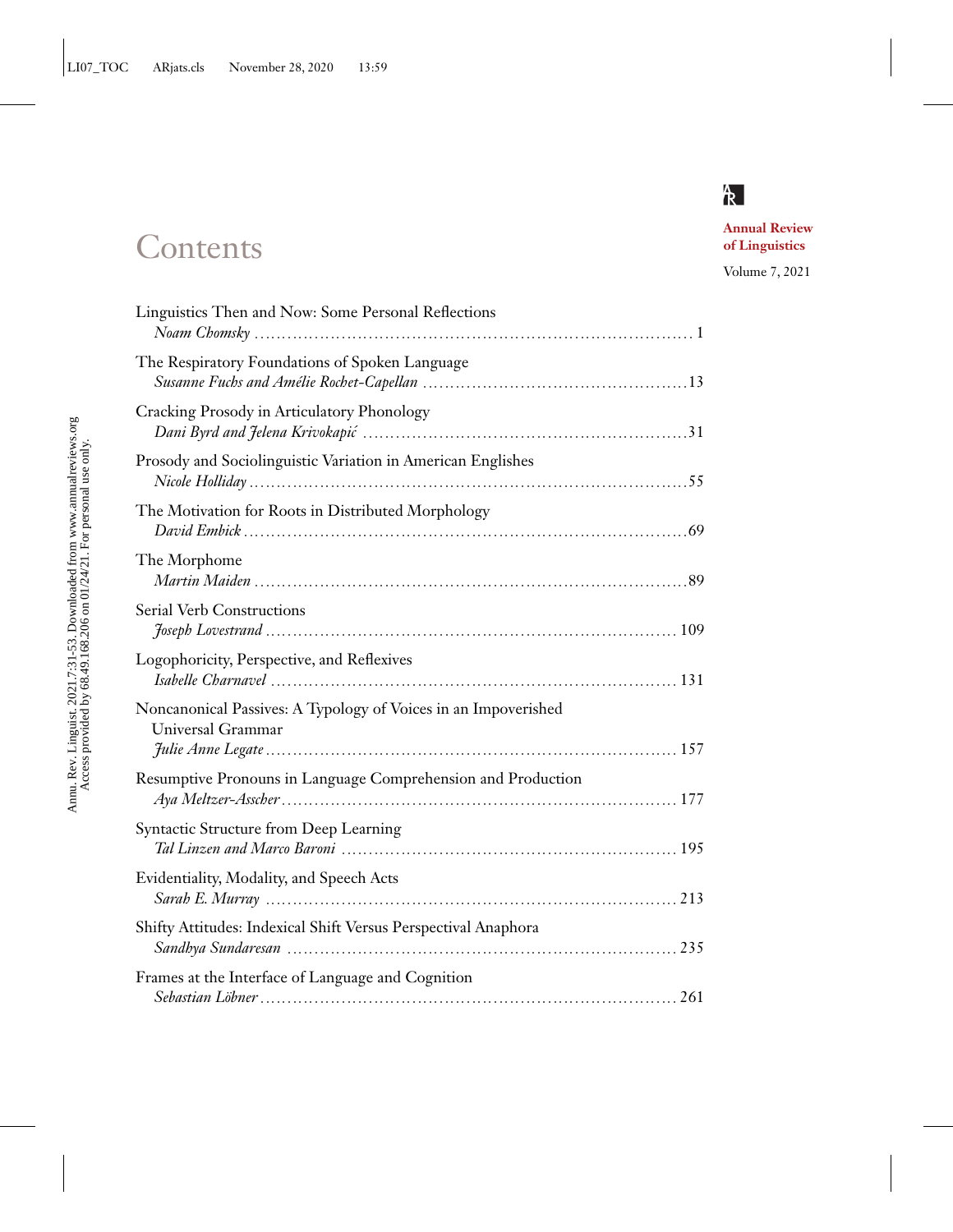# Contents

**Annual Review of Linguistics**

Volume 7, 2021

Linguistics Then and Now: Some Personal Reflections
*Noam Chomsky* . . . . . . . . . . . . . . . . . . . . . . . . . . . . . . . . . . . . . . . . . . . . . . . . 1

The Respiratory Foundations of Spoken Language
*Susanne Fuchs and Amélie Rochet-Capellan* . . . . . . . . . . . . . . . . . . . . . . . . . . . . 13

Cracking Prosody in Articulatory Phonology
*Dani Byrd and Jelena Krivokapić* . . . . . . . . . . . . . . . . . . . . . . . . . . . . . . . . . . . . 31

Prosody and Sociolinguistic Variation in American Englishes
*Nicole Holliday* . . . . . . . . . . . . . . . . . . . . . . . . . . . . . . . . . . . . . . . . . . . . . . . 55

The Motivation for Roots in Distributed Morphology
*David Embick* . . . . . . . . . . . . . . . . . . . . . . . . . . . . . . . . . . . . . . . . . . . . . . . . 69

The Morphome
*Martin Maiden* . . . . . . . . . . . . . . . . . . . . . . . . . . . . . . . . . . . . . . . . . . . . . . . 89

Serial Verb Constructions
*Joseph Lovestrand* . . . . . . . . . . . . . . . . . . . . . . . . . . . . . . . . . . . . . . . . . . . . 109

Logophoricity, Perspective, and Reflexives
*Isabelle Charnavel* . . . . . . . . . . . . . . . . . . . . . . . . . . . . . . . . . . . . . . . . . . . . 131

Noncanonical Passives: A Typology of Voices in an Impoverished Universal Grammar
*Julie Anne Legate* . . . . . . . . . . . . . . . . . . . . . . . . . . . . . . . . . . . . . . . . . . . . 157

Resumptive Pronouns in Language Comprehension and Production
*Aya Meltzer-Asscher* . . . . . . . . . . . . . . . . . . . . . . . . . . . . . . . . . . . . . . . . . . 177

Syntactic Structure from Deep Learning
*Tal Linzen and Marco Baroni* . . . . . . . . . . . . . . . . . . . . . . . . . . . . . . . . . . . . 195

Evidentiality, Modality, and Speech Acts
*Sarah E. Murray* . . . . . . . . . . . . . . . . . . . . . . . . . . . . . . . . . . . . . . . . . . . . . 213

Shifty Attitudes: Indexical Shift Versus Perspectival Anaphora
*Sandhya Sundaresan* . . . . . . . . . . . . . . . . . . . . . . . . . . . . . . . . . . . . . . . . . . 235

Frames at the Interface of Language and Cognition
*Sebastian Löbner* . . . . . . . . . . . . . . . . . . . . . . . . . . . . . . . . . . . . . . . . . . . . 261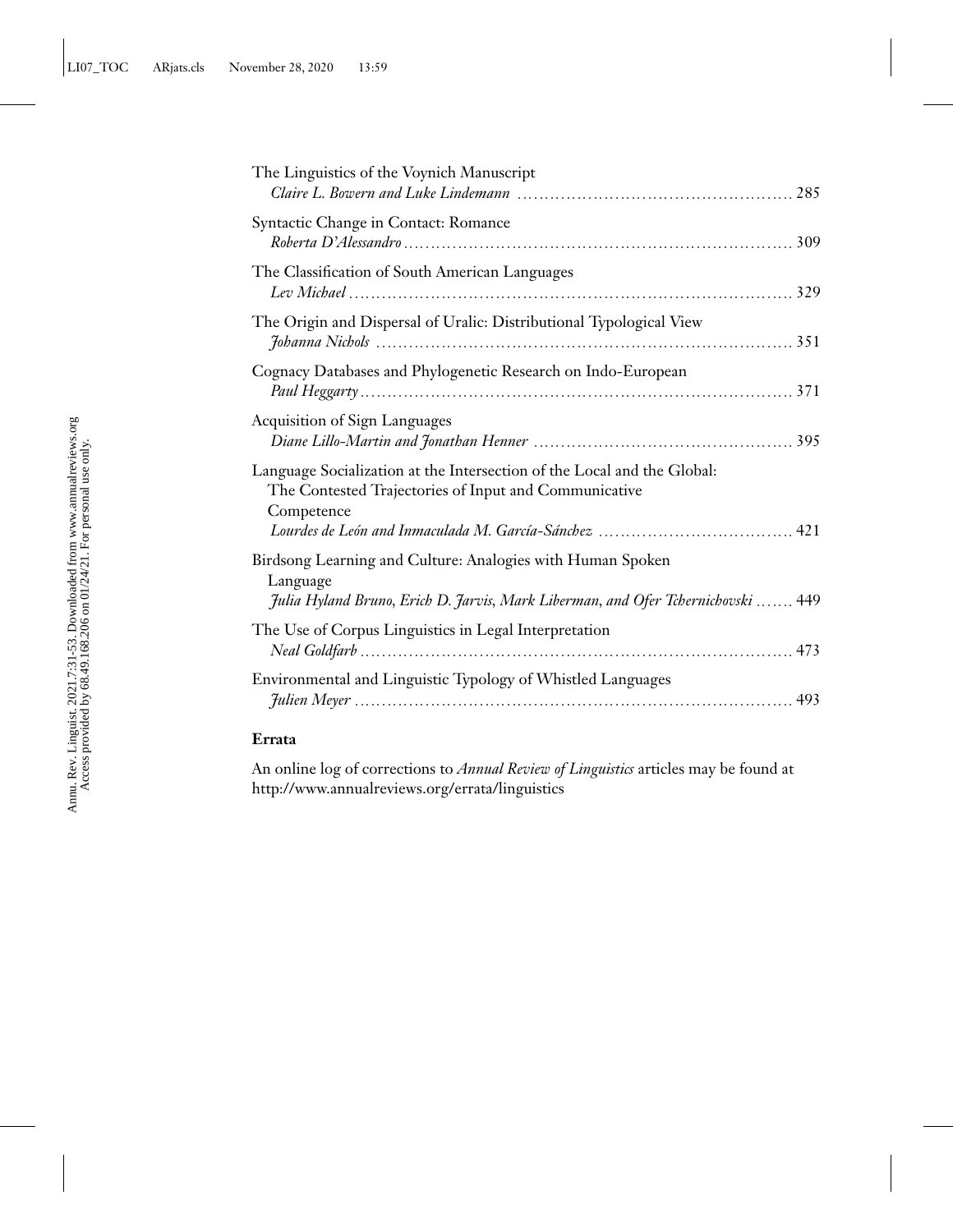The Linguistics of the Voynich Manuscript
*Claire L. Bowern and Luke Lindemann* .................................................. 285

Syntactic Change in Contact: Romance
*Roberta D'Alessandro* .................................................................. 309

The Classification of South American Languages
*Lev Michael* .............................................................................. 329

The Origin and Dispersal of Uralic: Distributional Typological View
*Johanna Nichols* ......................................................................... 351

Cognacy Databases and Phylogenetic Research on Indo-European
*Paul Heggarty* ............................................................................ 371

Acquisition of Sign Languages
*Diane Lillo-Martin and Jonathan Henner* ............................................. 395

Language Socialization at the Intersection of the Local and the Global: The Contested Trajectories of Input and Communicative Competence
*Lourdes de León and Inmaculada M. García-Sánchez* ................................. 421

Birdsong Learning and Culture: Analogies with Human Spoken Language
*Julia Hyland Bruno, Erich D. Jarvis, Mark Liberman, and Ofer Tchernichovski* ....... 449

The Use of Corpus Linguistics in Legal Interpretation
*Neal Goldfarb* ........................................................................... 473

Environmental and Linguistic Typology of Whistled Languages
*Julien Meyer* ............................................................................. 493

**Errata**

An online log of corrections to *Annual Review of Linguistics* articles may be found at http://www.annualreviews.org/errata/linguistics